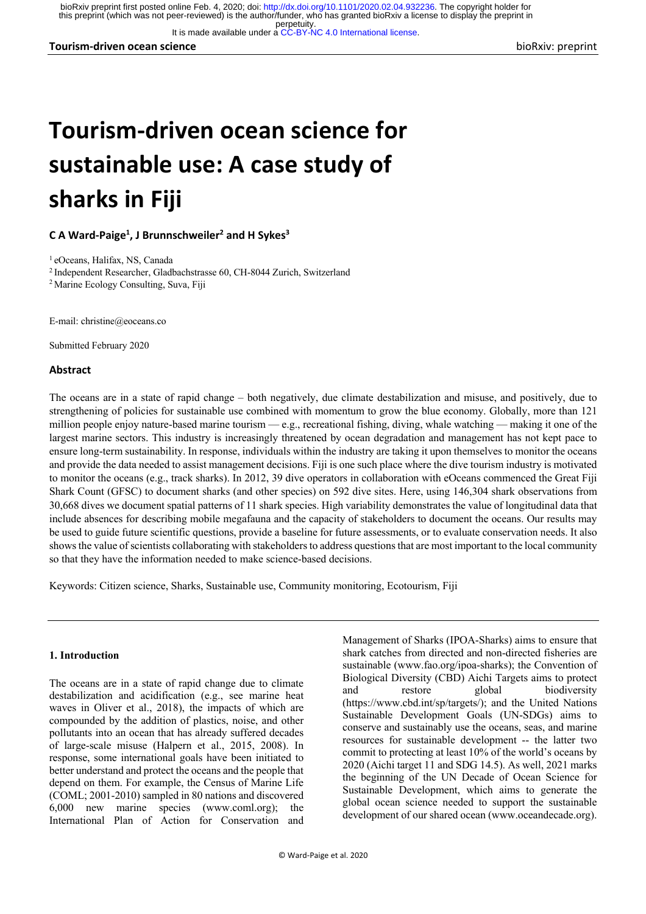# Tourism-driven ocean science for sustainable use: A case study of sharks in Fiji

**C A Ward-Paige[1], J Brunnschweiler[2] and H Sykes[3]**

[1] eOceans, Halifax, NS, Canada
[2] Independent Researcher, Gladbachstrasse 60, CH-8044 Zurich, Switzerland
[2] Marine Ecology Consulting, Suva, Fiji

E-mail: christine@eoceans.co

Submitted February 2020

### Abstract

The oceans are in a state of rapid change – both negatively, due climate destabilization and misuse, and positively, due to strengthening of policies for sustainable use combined with momentum to grow the blue economy. Globally, more than 121 million people enjoy nature-based marine tourism — e.g., recreational fishing, diving, whale watching — making it one of the largest marine sectors. This industry is increasingly threatened by ocean degradation and management has not kept pace to ensure long-term sustainability. In response, individuals within the industry are taking it upon themselves to monitor the oceans and provide the data needed to assist management decisions. Fiji is one such place where the dive tourism industry is motivated to monitor the oceans (e.g., track sharks). In 2012, 39 dive operators in collaboration with eOceans commenced the Great Fiji Shark Count (GFSC) to document sharks (and other species) on 592 dive sites. Here, using 146,304 shark observations from 30,668 dives we document spatial patterns of 11 shark species. High variability demonstrates the value of longitudinal data that include absences for describing mobile megafauna and the capacity of stakeholders to document the oceans. Our results may be used to guide future scientific questions, provide a baseline for future assessments, or to evaluate conservation needs. It also shows the value of scientists collaborating with stakeholders to address questions that are most important to the local community so that they have the information needed to make science-based decisions.

Keywords: Citizen science, Sharks, Sustainable use, Community monitoring, Ecotourism, Fiji

## 1. Introduction

The oceans are in a state of rapid change due to climate destabilization and acidification (e.g., see marine heat waves in Oliver et al., 2018), the impacts of which are compounded by the addition of plastics, noise, and other pollutants into an ocean that has already suffered decades of large-scale misuse (Halpern et al., 2015, 2008). In response, some international goals have been initiated to better understand and protect the oceans and the people that depend on them. For example, the Census of Marine Life (COML; 2001-2010) sampled in 80 nations and discovered 6,000 new marine species (www.coml.org); the International Plan of Action for Conservation and Management of Sharks (IPOA-Sharks) aims to ensure that shark catches from directed and non-directed fisheries are sustainable (www.fao.org/ipoa-sharks); the Convention of Biological Diversity (CBD) Aichi Targets aims to protect and restore global biodiversity (https://www.cbd.int/sp/targets/); and the United Nations Sustainable Development Goals (UN-SDGs) aims to conserve and sustainably use the oceans, seas, and marine resources for sustainable development -- the latter two commit to protecting at least 10% of the world's oceans by 2020 (Aichi target 11 and SDG 14.5). As well, 2021 marks the beginning of the UN Decade of Ocean Science for Sustainable Development, which aims to generate the global ocean science needed to support the sustainable development of our shared ocean (www.oceandecade.org).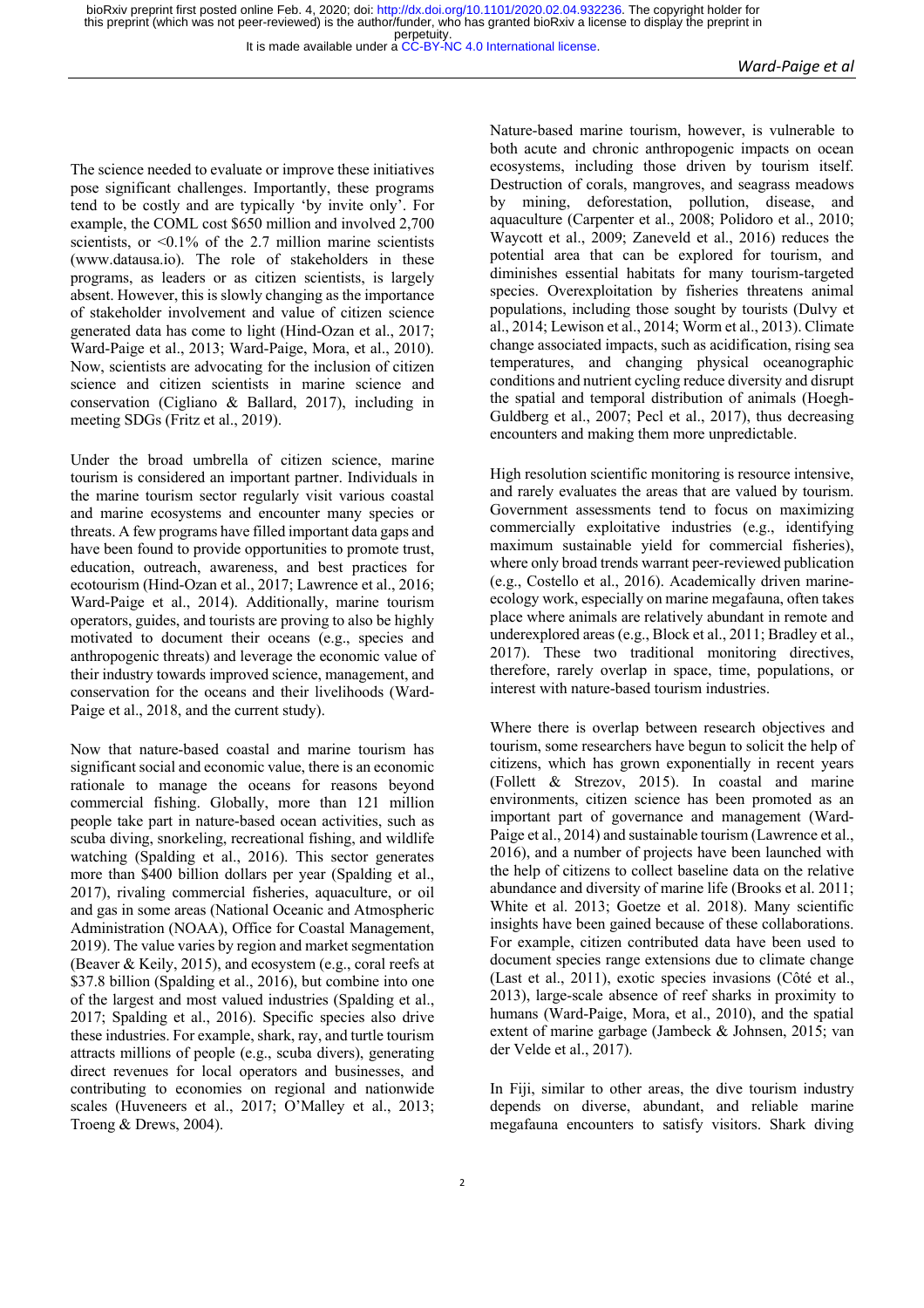The science needed to evaluate or improve these initiatives pose significant challenges. Importantly, these programs tend to be costly and are typically 'by invite only'. For example, the COML cost $650 million and involved 2,700 scientists, or <0.1% of the 2.7 million marine scientists (www.datausa.io). The role of stakeholders in these programs, as leaders or as citizen scientists, is largely absent. However, this is slowly changing as the importance of stakeholder involvement and value of citizen science generated data has come to light (Hind-Ozan et al., 2017; Ward-Paige et al., 2013; Ward-Paige, Mora, et al., 2010). Now, scientists are advocating for the inclusion of citizen science and citizen scientists in marine science and conservation (Cigliano & Ballard, 2017), including in meeting SDGs (Fritz et al., 2019).

Under the broad umbrella of citizen science, marine tourism is considered an important partner. Individuals in the marine tourism sector regularly visit various coastal and marine ecosystems and encounter many species or threats. A few programs have filled important data gaps and have been found to provide opportunities to promote trust, education, outreach, awareness, and best practices for ecotourism (Hind-Ozan et al., 2017; Lawrence et al., 2016; Ward-Paige et al., 2014). Additionally, marine tourism operators, guides, and tourists are proving to also be highly motivated to document their oceans (e.g., species and anthropogenic threats) and leverage the economic value of their industry towards improved science, management, and conservation for the oceans and their livelihoods (Ward-Paige et al., 2018, and the current study).

Now that nature-based coastal and marine tourism has significant social and economic value, there is an economic rationale to manage the oceans for reasons beyond commercial fishing. Globally, more than 121 million people take part in nature-based ocean activities, such as scuba diving, snorkeling, recreational fishing, and wildlife watching (Spalding et al., 2016). This sector generates more than $400 billion dollars per year (Spalding et al., 2017), rivaling commercial fisheries, aquaculture, or oil and gas in some areas (National Oceanic and Atmospheric Administration (NOAA), Office for Coastal Management, 2019). The value varies by region and market segmentation (Beaver & Keily, 2015), and ecosystem (e.g., coral reefs at $37.8 billion (Spalding et al., 2016), but combine into one of the largest and most valued industries (Spalding et al., 2017; Spalding et al., 2016). Specific species also drive these industries. For example, shark, ray, and turtle tourism attracts millions of people (e.g., scuba divers), generating direct revenues for local operators and businesses, and contributing to economies on regional and nationwide scales (Huveneers et al., 2017; O'Malley et al., 2013; Troeng & Drews, 2004).

Nature-based marine tourism, however, is vulnerable to both acute and chronic anthropogenic impacts on ocean ecosystems, including those driven by tourism itself. Destruction of corals, mangroves, and seagrass meadows by mining, deforestation, pollution, disease, and aquaculture (Carpenter et al., 2008; Polidoro et al., 2010; Waycott et al., 2009; Zaneveld et al., 2016) reduces the potential area that can be explored for tourism, and diminishes essential habitats for many tourism-targeted species. Overexploitation by fisheries threatens animal populations, including those sought by tourists (Dulvy et al., 2014; Lewison et al., 2014; Worm et al., 2013). Climate change associated impacts, such as acidification, rising sea temperatures, and changing physical oceanographic conditions and nutrient cycling reduce diversity and disrupt the spatial and temporal distribution of animals (Hoegh-Guldberg et al., 2007; Pecl et al., 2017), thus decreasing encounters and making them more unpredictable.

High resolution scientific monitoring is resource intensive, and rarely evaluates the areas that are valued by tourism. Government assessments tend to focus on maximizing commercially exploitative industries (e.g., identifying maximum sustainable yield for commercial fisheries), where only broad trends warrant peer-reviewed publication (e.g., Costello et al., 2016). Academically driven marine-ecology work, especially on marine megafauna, often takes place where animals are relatively abundant in remote and underexplored areas (e.g., Block et al., 2011; Bradley et al., 2017). These two traditional monitoring directives, therefore, rarely overlap in space, time, populations, or interest with nature-based tourism industries.

Where there is overlap between research objectives and tourism, some researchers have begun to solicit the help of citizens, which has grown exponentially in recent years (Follett & Strezov, 2015). In coastal and marine environments, citizen science has been promoted as an important part of governance and management (Ward-Paige et al., 2014) and sustainable tourism (Lawrence et al., 2016), and a number of projects have been launched with the help of citizens to collect baseline data on the relative abundance and diversity of marine life (Brooks et al. 2011; White et al. 2013; Goetze et al. 2018). Many scientific insights have been gained because of these collaborations. For example, citizen contributed data have been used to document species range extensions due to climate change (Last et al., 2011), exotic species invasions (Côté et al., 2013), large-scale absence of reef sharks in proximity to humans (Ward-Paige, Mora, et al., 2010), and the spatial extent of marine garbage (Jambeck & Johnsen, 2015; van der Velde et al., 2017).

In Fiji, similar to other areas, the dive tourism industry depends on diverse, abundant, and reliable marine megafauna encounters to satisfy visitors. Shark diving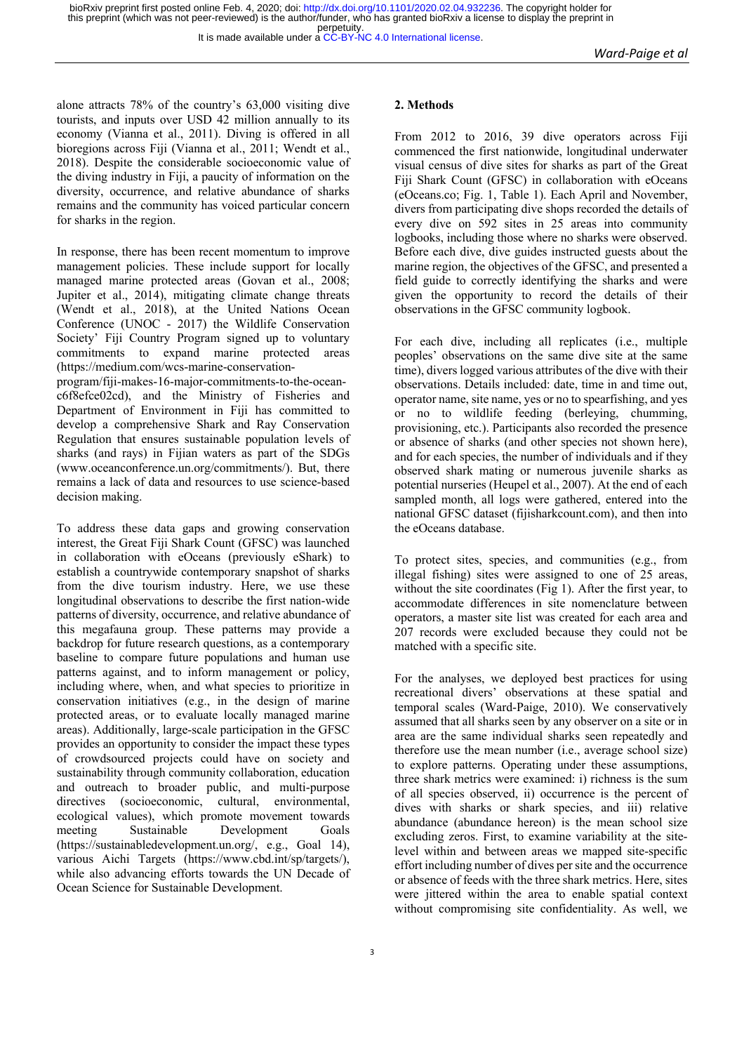alone attracts 78% of the country's 63,000 visiting dive tourists, and inputs over USD 42 million annually to its economy (Vianna et al., 2011). Diving is offered in all bioregions across Fiji (Vianna et al., 2011; Wendt et al., 2018). Despite the considerable socioeconomic value of the diving industry in Fiji, a paucity of information on the diversity, occurrence, and relative abundance of sharks remains and the community has voiced particular concern for sharks in the region.

In response, there has been recent momentum to improve management policies. These include support for locally managed marine protected areas (Govan et al., 2008; Jupiter et al., 2014), mitigating climate change threats (Wendt et al., 2018), at the United Nations Ocean Conference (UNOC - 2017) the Wildlife Conservation Society' Fiji Country Program signed up to voluntary commitments to expand marine protected areas (https://medium.com/wcs-marine-conservation-program/fiji-makes-16-major-commitments-to-the-ocean-c6f8efce02cd), and the Ministry of Fisheries and Department of Environment in Fiji has committed to develop a comprehensive Shark and Ray Conservation Regulation that ensures sustainable population levels of sharks (and rays) in Fijian waters as part of the SDGs (www.oceanconference.un.org/commitments/). But, there remains a lack of data and resources to use science-based decision making.

To address these data gaps and growing conservation interest, the Great Fiji Shark Count (GFSC) was launched in collaboration with eOceans (previously eShark) to establish a countrywide contemporary snapshot of sharks from the dive tourism industry. Here, we use these longitudinal observations to describe the first nation-wide patterns of diversity, occurrence, and relative abundance of this megafauna group. These patterns may provide a backdrop for future research questions, as a contemporary baseline to compare future populations and human use patterns against, and to inform management or policy, including where, when, and what species to prioritize in conservation initiatives (e.g., in the design of marine protected areas, or to evaluate locally managed marine areas). Additionally, large-scale participation in the GFSC provides an opportunity to consider the impact these types of crowdsourced projects could have on society and sustainability through community collaboration, education and outreach to broader public, and multi-purpose directives (socioeconomic, cultural, environmental, ecological values), which promote movement towards meeting Sustainable Development Goals (https://sustainabledevelopment.un.org/, e.g., Goal 14), various Aichi Targets (https://www.cbd.int/sp/targets/), while also advancing efforts towards the UN Decade of Ocean Science for Sustainable Development.

## 2. Methods

From 2012 to 2016, 39 dive operators across Fiji commenced the first nationwide, longitudinal underwater visual census of dive sites for sharks as part of the Great Fiji Shark Count (GFSC) in collaboration with eOceans (eOceans.co; Fig. 1, Table 1). Each April and November, divers from participating dive shops recorded the details of every dive on 592 sites in 25 areas into community logbooks, including those where no sharks were observed. Before each dive, dive guides instructed guests about the marine region, the objectives of the GFSC, and presented a field guide to correctly identifying the sharks and were given the opportunity to record the details of their observations in the GFSC community logbook.

For each dive, including all replicates (i.e., multiple peoples' observations on the same dive site at the same time), divers logged various attributes of the dive with their observations. Details included: date, time in and time out, operator name, site name, yes or no to spearfishing, and yes or no to wildlife feeding (berleying, chumming, provisioning, etc.). Participants also recorded the presence or absence of sharks (and other species not shown here), and for each species, the number of individuals and if they observed shark mating or numerous juvenile sharks as potential nurseries (Heupel et al., 2007). At the end of each sampled month, all logs were gathered, entered into the national GFSC dataset (fijisharkcount.com), and then into the eOceans database.

To protect sites, species, and communities (e.g., from illegal fishing) sites were assigned to one of 25 areas, without the site coordinates (Fig 1). After the first year, to accommodate differences in site nomenclature between operators, a master site list was created for each area and 207 records were excluded because they could not be matched with a specific site.

For the analyses, we deployed best practices for using recreational divers' observations at these spatial and temporal scales (Ward-Paige, 2010). We conservatively assumed that all sharks seen by any observer on a site or in area are the same individual sharks seen repeatedly and therefore use the mean number (i.e., average school size) to explore patterns. Operating under these assumptions, three shark metrics were examined: i) richness is the sum of all species observed, ii) occurrence is the percent of dives with sharks or shark species, and iii) relative abundance (abundance hereon) is the mean school size excluding zeros. First, to examine variability at the site-level within and between areas we mapped site-specific effort including number of dives per site and the occurrence or absence of feeds with the three shark metrics. Here, sites were jittered within the area to enable spatial context without compromising site confidentiality. As well, we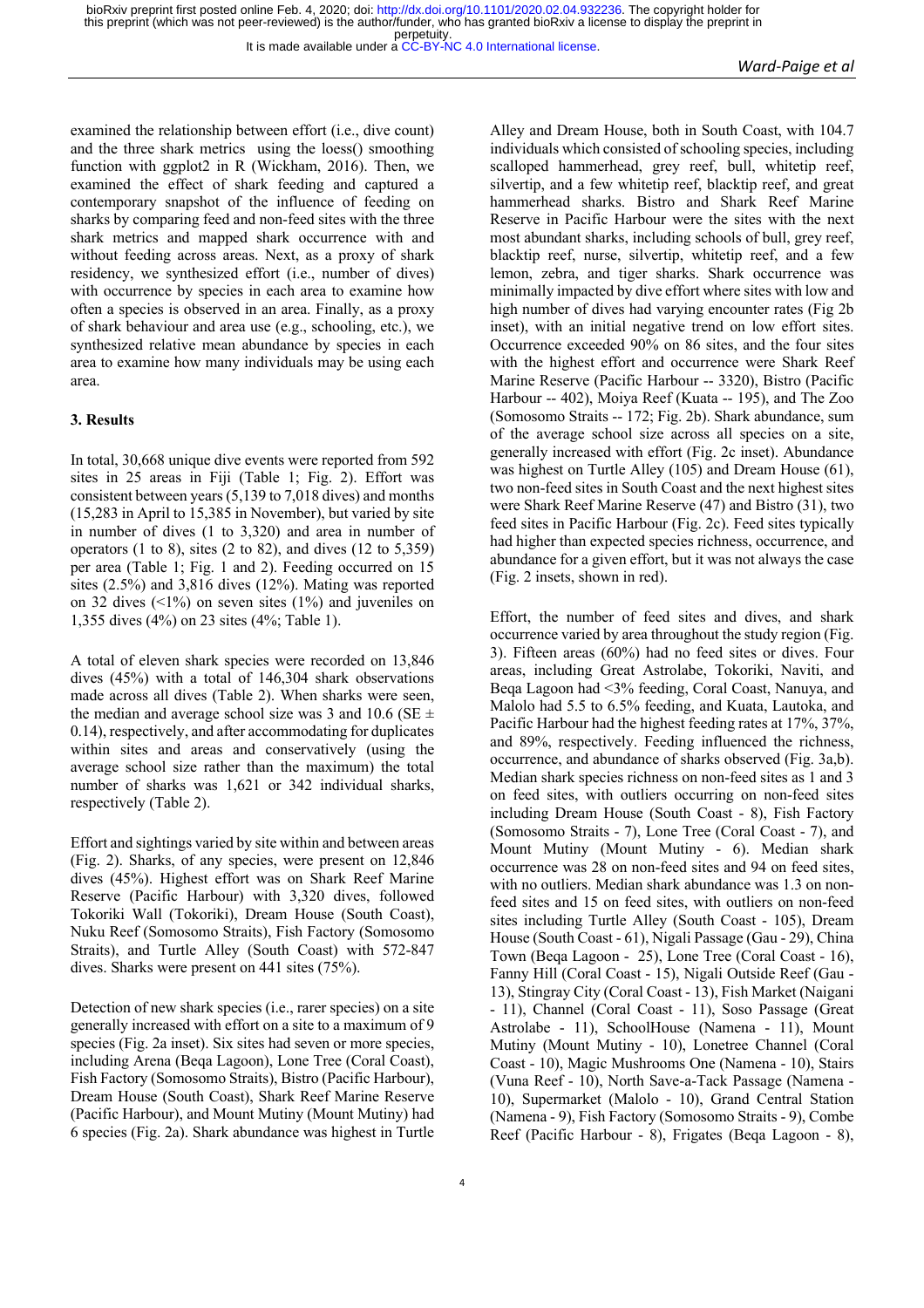examined the relationship between effort (i.e., dive count) and the three shark metrics using the loess() smoothing function with ggplot2 in R (Wickham, 2016). Then, we examined the effect of shark feeding and captured a contemporary snapshot of the influence of feeding on sharks by comparing feed and non-feed sites with the three shark metrics and mapped shark occurrence with and without feeding across areas. Next, as a proxy of shark residency, we synthesized effort (i.e., number of dives) with occurrence by species in each area to examine how often a species is observed in an area. Finally, as a proxy of shark behaviour and area use (e.g., schooling, etc.), we synthesized relative mean abundance by species in each area to examine how many individuals may be using each area.

### 3. Results

In total, 30,668 unique dive events were reported from 592 sites in 25 areas in Fiji (Table 1; Fig. 2). Effort was consistent between years (5,139 to 7,018 dives) and months (15,283 in April to 15,385 in November), but varied by site in number of dives (1 to 3,320) and area in number of operators (1 to 8), sites (2 to 82), and dives (12 to 5,359) per area (Table 1; Fig. 1 and 2). Feeding occurred on 15 sites (2.5%) and 3,816 dives (12%). Mating was reported on 32 dives (<1%) on seven sites (1%) and juveniles on 1,355 dives (4%) on 23 sites (4%; Table 1).

A total of eleven shark species were recorded on 13,846 dives (45%) with a total of 146,304 shark observations made across all dives (Table 2). When sharks were seen, the median and average school size was 3 and 10.6 (SE ± 0.14), respectively, and after accommodating for duplicates within sites and areas and conservatively (using the average school size rather than the maximum) the total number of sharks was 1,621 or 342 individual sharks, respectively (Table 2).

Effort and sightings varied by site within and between areas (Fig. 2). Sharks, of any species, were present on 12,846 dives (45%). Highest effort was on Shark Reef Marine Reserve (Pacific Harbour) with 3,320 dives, followed Tokoriki Wall (Tokoriki), Dream House (South Coast), Nuku Reef (Somosomo Straits), Fish Factory (Somosomo Straits), and Turtle Alley (South Coast) with 572-847 dives. Sharks were present on 441 sites (75%).

Detection of new shark species (i.e., rarer species) on a site generally increased with effort on a site to a maximum of 9 species (Fig. 2a inset). Six sites had seven or more species, including Arena (Beqa Lagoon), Lone Tree (Coral Coast), Fish Factory (Somosomo Straits), Bistro (Pacific Harbour), Dream House (South Coast), Shark Reef Marine Reserve (Pacific Harbour), and Mount Mutiny (Mount Mutiny) had 6 species (Fig. 2a). Shark abundance was highest in Turtle Alley and Dream House, both in South Coast, with 104.7 individuals which consisted of schooling species, including scalloped hammerhead, grey reef, bull, whitetip reef, silvertip, and a few whitetip reef, blacktip reef, and great hammerhead sharks. Bistro and Shark Reef Marine Reserve in Pacific Harbour were the sites with the next most abundant sharks, including schools of bull, grey reef, blacktip reef, nurse, silvertip, whitetip reef, and a few lemon, zebra, and tiger sharks. Shark occurrence was minimally impacted by dive effort where sites with low and high number of dives had varying encounter rates (Fig 2b inset), with an initial negative trend on low effort sites. Occurrence exceeded 90% on 86 sites, and the four sites with the highest effort and occurrence were Shark Reef Marine Reserve (Pacific Harbour -- 3320), Bistro (Pacific Harbour -- 402), Moiya Reef (Kuata -- 195), and The Zoo (Somosomo Straits -- 172; Fig. 2b). Shark abundance, sum of the average school size across all species on a site, generally increased with effort (Fig. 2c inset). Abundance was highest on Turtle Alley (105) and Dream House (61), two non-feed sites in South Coast and the next highest sites were Shark Reef Marine Reserve (47) and Bistro (31), two feed sites in Pacific Harbour (Fig. 2c). Feed sites typically had higher than expected species richness, occurrence, and abundance for a given effort, but it was not always the case (Fig. 2 insets, shown in red).

Effort, the number of feed sites and dives, and shark occurrence varied by area throughout the study region (Fig. 3). Fifteen areas (60%) had no feed sites or dives. Four areas, including Great Astrolabe, Tokoriki, Naviti, and Beqa Lagoon had <3% feeding, Coral Coast, Nanuya, and Malolo had 5.5 to 6.5% feeding, and Kuata, Lautoka, and Pacific Harbour had the highest feeding rates at 17%, 37%, and 89%, respectively. Feeding influenced the richness, occurrence, and abundance of sharks observed (Fig. 3a,b). Median shark species richness on non-feed sites as 1 and 3 on feed sites, with outliers occurring on non-feed sites including Dream House (South Coast - 8), Fish Factory (Somosomo Straits - 7), Lone Tree (Coral Coast - 7), and Mount Mutiny (Mount Mutiny - 6). Median shark occurrence was 28 on non-feed sites and 94 on feed sites, with no outliers. Median shark abundance was 1.3 on non-feed sites and 15 on feed sites, with outliers on non-feed sites including Turtle Alley (South Coast - 105), Dream House (South Coast - 61), Nigali Passage (Gau - 29), China Town (Beqa Lagoon - 25), Lone Tree (Coral Coast - 16), Fanny Hill (Coral Coast - 15), Nigali Outside Reef (Gau - 13), Stingray City (Coral Coast - 13), Fish Market (Naigani - 11), Channel (Coral Coast - 11), Soso Passage (Great Astrolabe - 11), SchoolHouse (Namena - 11), Mount Mutiny (Mount Mutiny - 10), Lonetree Channel (Coral Coast - 10), Magic Mushrooms One (Namena - 10), Stairs (Vuna Reef - 10), North Save-a-Tack Passage (Namena - 10), Supermarket (Malolo - 10), Grand Central Station (Namena - 9), Fish Factory (Somosomo Straits - 9), Combe Reef (Pacific Harbour - 8), Frigates (Beqa Lagoon - 8),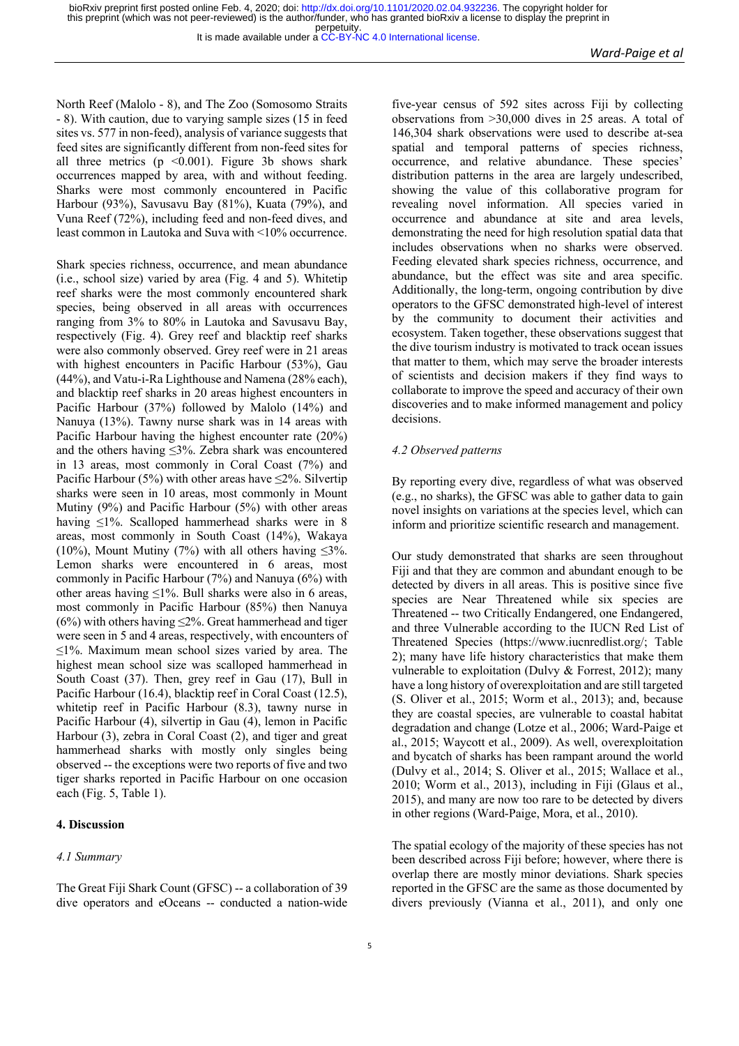North Reef (Malolo - 8), and The Zoo (Somosomo Straits - 8). With caution, due to varying sample sizes (15 in feed sites vs. 577 in non-feed), analysis of variance suggests that feed sites are significantly different from non-feed sites for all three metrics ($p < 0.001$). Figure 3b shows shark occurrences mapped by area, with and without feeding. Sharks were most commonly encountered in Pacific Harbour (93%), Savusavu Bay (81%), Kuata (79%), and Vuna Reef (72%), including feed and non-feed dives, and least common in Lautoka and Suva with <10% occurrence.

Shark species richness, occurrence, and mean abundance (i.e., school size) varied by area (Fig. 4 and 5). Whitetip reef sharks were the most commonly encountered shark species, being observed in all areas with occurrences ranging from 3% to 80% in Lautoka and Savusavu Bay, respectively (Fig. 4). Grey reef and blacktip reef sharks were also commonly observed. Grey reef were in 21 areas with highest encounters in Pacific Harbour (53%), Gau (44%), and Vatu-i-Ra Lighthouse and Namena (28% each), and blacktip reef sharks in 20 areas highest encounters in Pacific Harbour (37%) followed by Malolo (14%) and Nanuya (13%). Tawny nurse shark was in 14 areas with Pacific Harbour having the highest encounter rate (20%) and the others having ≤3%. Zebra shark was encountered in 13 areas, most commonly in Coral Coast (7%) and Pacific Harbour (5%) with other areas have ≤2%. Silvertip sharks were seen in 10 areas, most commonly in Mount Mutiny (9%) and Pacific Harbour (5%) with other areas having ≤1%. Scalloped hammerhead sharks were in 8 areas, most commonly in South Coast (14%), Wakaya (10%), Mount Mutiny (7%) with all others having ≤3%. Lemon sharks were encountered in 6 areas, most commonly in Pacific Harbour (7%) and Nanuya (6%) with other areas having ≤1%. Bull sharks were also in 6 areas, most commonly in Pacific Harbour (85%) then Nanuya (6%) with others having ≤2%. Great hammerhead and tiger were seen in 5 and 4 areas, respectively, with encounters of ≤1%. Maximum mean school sizes varied by area. The highest mean school size was scalloped hammerhead in South Coast (37). Then, grey reef in Gau (17), Bull in Pacific Harbour (16.4), blacktip reef in Coral Coast (12.5), whitetip reef in Pacific Harbour (8.3), tawny nurse in Pacific Harbour (4), silvertip in Gau (4), lemon in Pacific Harbour (3), zebra in Coral Coast (2), and tiger and great hammerhead sharks with mostly only singles being observed -- the exceptions were two reports of five and two tiger sharks reported in Pacific Harbour on one occasion each (Fig. 5, Table 1).

## 4. Discussion

### *4.1 Summary*

The Great Fiji Shark Count (GFSC) -- a collaboration of 39 dive operators and eOceans -- conducted a nation-wide five-year census of 592 sites across Fiji by collecting observations from >30,000 dives in 25 areas. A total of 146,304 shark observations were used to describe at-sea spatial and temporal patterns of species richness, occurrence, and relative abundance. These species' distribution patterns in the area are largely undescribed, showing the value of this collaborative program for revealing novel information. All species varied in occurrence and abundance at site and area levels, demonstrating the need for high resolution spatial data that includes observations when no sharks were observed. Feeding elevated shark species richness, occurrence, and abundance, but the effect was site and area specific. Additionally, the long-term, ongoing contribution by dive operators to the GFSC demonstrated high-level of interest by the community to document their activities and ecosystem. Taken together, these observations suggest that the dive tourism industry is motivated to track ocean issues that matter to them, which may serve the broader interests of scientists and decision makers if they find ways to collaborate to improve the speed and accuracy of their own discoveries and to make informed management and policy decisions.

### *4.2 Observed patterns*

By reporting every dive, regardless of what was observed (e.g., no sharks), the GFSC was able to gather data to gain novel insights on variations at the species level, which can inform and prioritize scientific research and management.

Our study demonstrated that sharks are seen throughout Fiji and that they are common and abundant enough to be detected by divers in all areas. This is positive since five species are Near Threatened while six species are Threatened -- two Critically Endangered, one Endangered, and three Vulnerable according to the IUCN Red List of Threatened Species (https://www.iucnredlist.org/; Table 2); many have life history characteristics that make them vulnerable to exploitation (Dulvy & Forrest, 2012); many have a long history of overexploitation and are still targeted (S. Oliver et al., 2015; Worm et al., 2013); and, because they are coastal species, are vulnerable to coastal habitat degradation and change (Lotze et al., 2006; Ward-Paige et al., 2015; Waycott et al., 2009). As well, overexploitation and bycatch of sharks has been rampant around the world (Dulvy et al., 2014; S. Oliver et al., 2015; Wallace et al., 2010; Worm et al., 2013), including in Fiji (Glaus et al., 2015), and many are now too rare to be detected by divers in other regions (Ward-Paige, Mora, et al., 2010).

The spatial ecology of the majority of these species has not been described across Fiji before; however, where there is overlap there are mostly minor deviations. Shark species reported in the GFSC are the same as those documented by divers previously (Vianna et al., 2011), and only one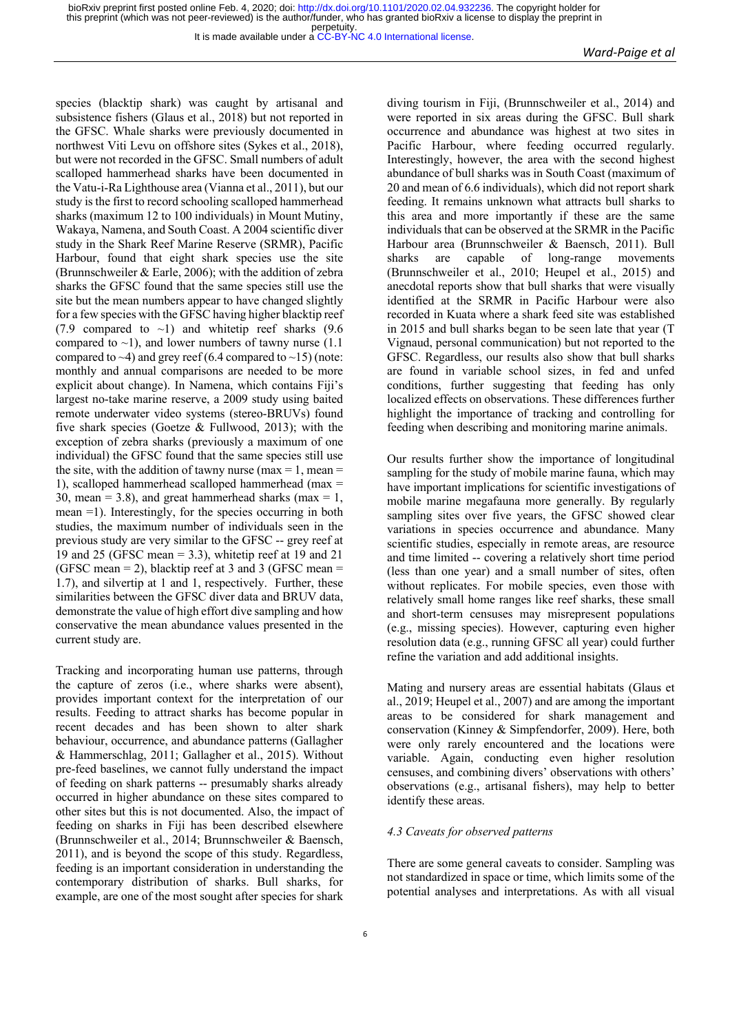species (blacktip shark) was caught by artisanal and subsistence fishers (Glaus et al., 2018) but not reported in the GFSC. Whale sharks were previously documented in northwest Viti Levu on offshore sites (Sykes et al., 2018), but were not recorded in the GFSC. Small numbers of adult scalloped hammerhead sharks have been documented in the Vatu-i-Ra Lighthouse area (Vianna et al., 2011), but our study is the first to record schooling scalloped hammerhead sharks (maximum 12 to 100 individuals) in Mount Mutiny, Wakaya, Namena, and South Coast. A 2004 scientific diver study in the Shark Reef Marine Reserve (SRMR), Pacific Harbour, found that eight shark species use the site (Brunnschweiler & Earle, 2006); with the addition of zebra sharks the GFSC found that the same species still use the site but the mean numbers appear to have changed slightly for a few species with the GFSC having higher blacktip reef (7.9 compared to ~1) and whitetip reef sharks (9.6 compared to ~1), and lower numbers of tawny nurse (1.1 compared to ~4) and grey reef (6.4 compared to ~15) (note: monthly and annual comparisons are needed to be more explicit about change). In Namena, which contains Fiji's largest no-take marine reserve, a 2009 study using baited remote underwater video systems (stereo-BRUVs) found five shark species (Goetze & Fullwood, 2013); with the exception of zebra sharks (previously a maximum of one individual) the GFSC found that the same species still use the site, with the addition of tawny nurse (max = 1, mean = 1), scalloped hammerhead scalloped hammerhead (max = 30, mean = 3.8), and great hammerhead sharks (max = 1, mean =1). Interestingly, for the species occurring in both studies, the maximum number of individuals seen in the previous study are very similar to the GFSC -- grey reef at 19 and 25 (GFSC mean = 3.3), whitetip reef at 19 and 21 (GFSC mean = 2), blacktip reef at 3 and 3 (GFSC mean = 1.7), and silvertip at 1 and 1, respectively. Further, these similarities between the GFSC diver data and BRUV data, demonstrate the value of high effort dive sampling and how conservative the mean abundance values presented in the current study are.

Tracking and incorporating human use patterns, through the capture of zeros (i.e., where sharks were absent), provides important context for the interpretation of our results. Feeding to attract sharks has become popular in recent decades and has been shown to alter shark behaviour, occurrence, and abundance patterns (Gallagher & Hammerschlag, 2011; Gallagher et al., 2015). Without pre-feed baselines, we cannot fully understand the impact of feeding on shark patterns -- presumably sharks already occurred in higher abundance on these sites compared to other sites but this is not documented. Also, the impact of feeding on sharks in Fiji has been described elsewhere (Brunnschweiler et al., 2014; Brunnschweiler & Baensch, 2011), and is beyond the scope of this study. Regardless, feeding is an important consideration in understanding the contemporary distribution of sharks. Bull sharks, for example, are one of the most sought after species for shark diving tourism in Fiji, (Brunnschweiler et al., 2014) and were reported in six areas during the GFSC. Bull shark occurrence and abundance was highest at two sites in Pacific Harbour, where feeding occurred regularly. Interestingly, however, the area with the second highest abundance of bull sharks was in South Coast (maximum of 20 and mean of 6.6 individuals), which did not report shark feeding. It remains unknown what attracts bull sharks to this area and more importantly if these are the same individuals that can be observed at the SRMR in the Pacific Harbour area (Brunnschweiler & Baensch, 2011). Bull sharks are capable of long-range movements (Brunnschweiler et al., 2010; Heupel et al., 2015) and anecdotal reports show that bull sharks that were visually identified at the SRMR in Pacific Harbour were also recorded in Kuata where a shark feed site was established in 2015 and bull sharks began to be seen late that year (T Vignaud, personal communication) but not reported to the GFSC. Regardless, our results also show that bull sharks are found in variable school sizes, in fed and unfed conditions, further suggesting that feeding has only localized effects on observations. These differences further highlight the importance of tracking and controlling for feeding when describing and monitoring marine animals.

Our results further show the importance of longitudinal sampling for the study of mobile marine fauna, which may have important implications for scientific investigations of mobile marine megafauna more generally. By regularly sampling sites over five years, the GFSC showed clear variations in species occurrence and abundance. Many scientific studies, especially in remote areas, are resource and time limited -- covering a relatively short time period (less than one year) and a small number of sites, often without replicates. For mobile species, even those with relatively small home ranges like reef sharks, these small and short-term censuses may misrepresent populations (e.g., missing species). However, capturing even higher resolution data (e.g., running GFSC all year) could further refine the variation and add additional insights.

Mating and nursery areas are essential habitats (Glaus et al., 2019; Heupel et al., 2007) and are among the important areas to be considered for shark management and conservation (Kinney & Simpfendorfer, 2009). Here, both were only rarely encountered and the locations were variable. Again, conducting even higher resolution censuses, and combining divers' observations with others' observations (e.g., artisanal fishers), may help to better identify these areas.

### *4.3 Caveats for observed patterns*

There are some general caveats to consider. Sampling was not standardized in space or time, which limits some of the potential analyses and interpretations. As with all visual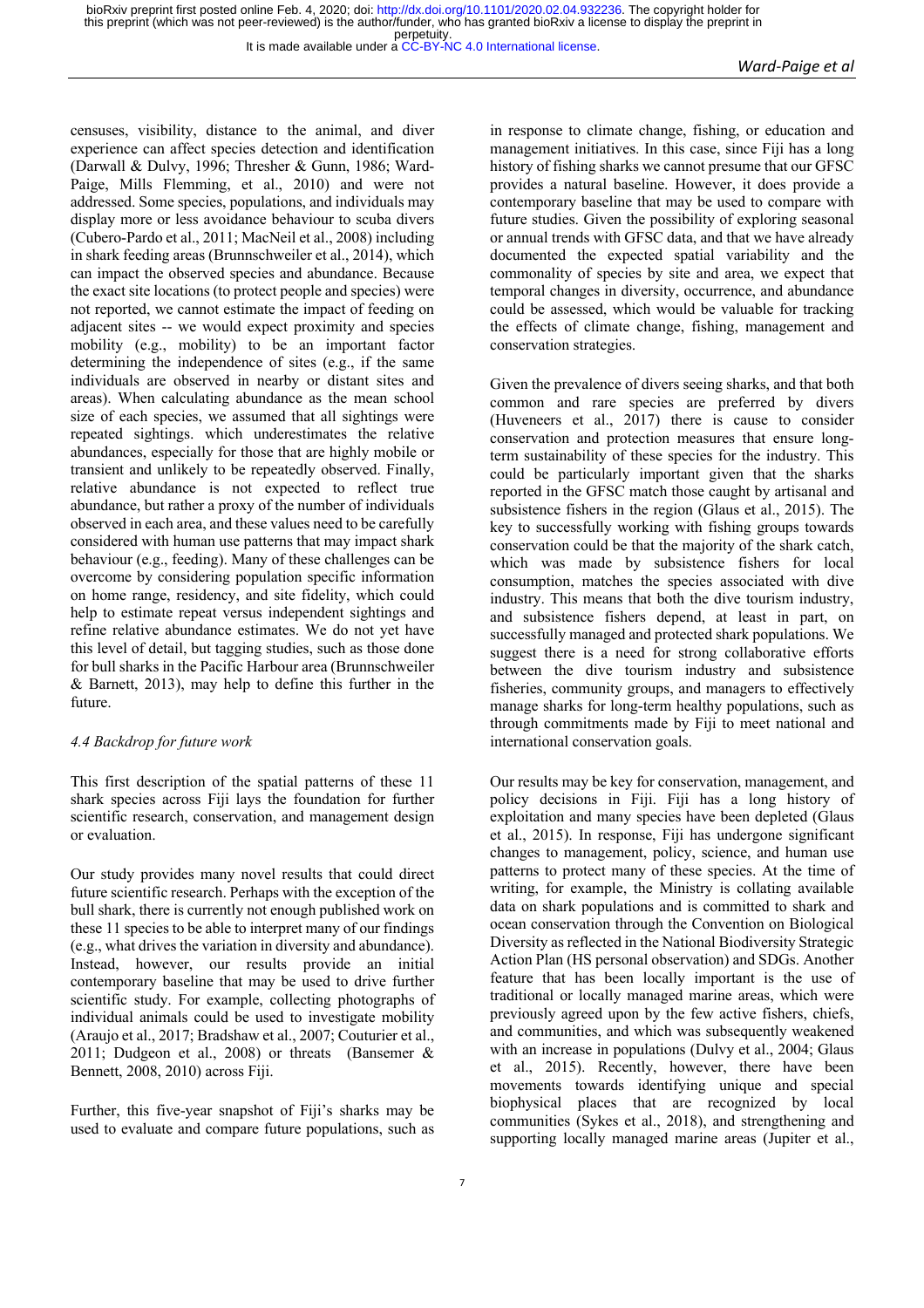censuses, visibility, distance to the animal, and diver experience can affect species detection and identification (Darwall & Dulvy, 1996; Thresher & Gunn, 1986; Ward-Paige, Mills Flemming, et al., 2010) and were not addressed. Some species, populations, and individuals may display more or less avoidance behaviour to scuba divers (Cubero-Pardo et al., 2011; MacNeil et al., 2008) including in shark feeding areas (Brunnschweiler et al., 2014), which can impact the observed species and abundance. Because the exact site locations (to protect people and species) were not reported, we cannot estimate the impact of feeding on adjacent sites -- we would expect proximity and species mobility (e.g., mobility) to be an important factor determining the independence of sites (e.g., if the same individuals are observed in nearby or distant sites and areas). When calculating abundance as the mean school size of each species, we assumed that all sightings were repeated sightings. which underestimates the relative abundances, especially for those that are highly mobile or transient and unlikely to be repeatedly observed. Finally, relative abundance is not expected to reflect true abundance, but rather a proxy of the number of individuals observed in each area, and these values need to be carefully considered with human use patterns that may impact shark behaviour (e.g., feeding). Many of these challenges can be overcome by considering population specific information on home range, residency, and site fidelity, which could help to estimate repeat versus independent sightings and refine relative abundance estimates. We do not yet have this level of detail, but tagging studies, such as those done for bull sharks in the Pacific Harbour area (Brunnschweiler & Barnett, 2013), may help to define this further in the future.

*4.4 Backdrop for future work*

This first description of the spatial patterns of these 11 shark species across Fiji lays the foundation for further scientific research, conservation, and management design or evaluation.

Our study provides many novel results that could direct future scientific research. Perhaps with the exception of the bull shark, there is currently not enough published work on these 11 species to be able to interpret many of our findings (e.g., what drives the variation in diversity and abundance). Instead, however, our results provide an initial contemporary baseline that may be used to drive further scientific study. For example, collecting photographs of individual animals could be used to investigate mobility (Araujo et al., 2017; Bradshaw et al., 2007; Couturier et al., 2011; Dudgeon et al., 2008) or threats (Bansemer & Bennett, 2008, 2010) across Fiji.

Further, this five-year snapshot of Fiji's sharks may be used to evaluate and compare future populations, such as in response to climate change, fishing, or education and management initiatives. In this case, since Fiji has a long history of fishing sharks we cannot presume that our GFSC provides a natural baseline. However, it does provide a contemporary baseline that may be used to compare with future studies. Given the possibility of exploring seasonal or annual trends with GFSC data, and that we have already documented the expected spatial variability and the commonality of species by site and area, we expect that temporal changes in diversity, occurrence, and abundance could be assessed, which would be valuable for tracking the effects of climate change, fishing, management and conservation strategies.

Given the prevalence of divers seeing sharks, and that both common and rare species are preferred by divers (Huveneers et al., 2017) there is cause to consider conservation and protection measures that ensure long-term sustainability of these species for the industry. This could be particularly important given that the sharks reported in the GFSC match those caught by artisanal and subsistence fishers in the region (Glaus et al., 2015). The key to successfully working with fishing groups towards conservation could be that the majority of the shark catch, which was made by subsistence fishers for local consumption, matches the species associated with dive industry. This means that both the dive tourism industry, and subsistence fishers depend, at least in part, on successfully managed and protected shark populations. We suggest there is a need for strong collaborative efforts between the dive tourism industry and subsistence fisheries, community groups, and managers to effectively manage sharks for long-term healthy populations, such as through commitments made by Fiji to meet national and international conservation goals.

Our results may be key for conservation, management, and policy decisions in Fiji. Fiji has a long history of exploitation and many species have been depleted (Glaus et al., 2015). In response, Fiji has undergone significant changes to management, policy, science, and human use patterns to protect many of these species. At the time of writing, for example, the Ministry is collating available data on shark populations and is committed to shark and ocean conservation through the Convention on Biological Diversity as reflected in the National Biodiversity Strategic Action Plan (HS personal observation) and SDGs. Another feature that has been locally important is the use of traditional or locally managed marine areas, which were previously agreed upon by the few active fishers, chiefs, and communities, and which was subsequently weakened with an increase in populations (Dulvy et al., 2004; Glaus et al., 2015). Recently, however, there have been movements towards identifying unique and special biophysical places that are recognized by local communities (Sykes et al., 2018), and strengthening and supporting locally managed marine areas (Jupiter et al.,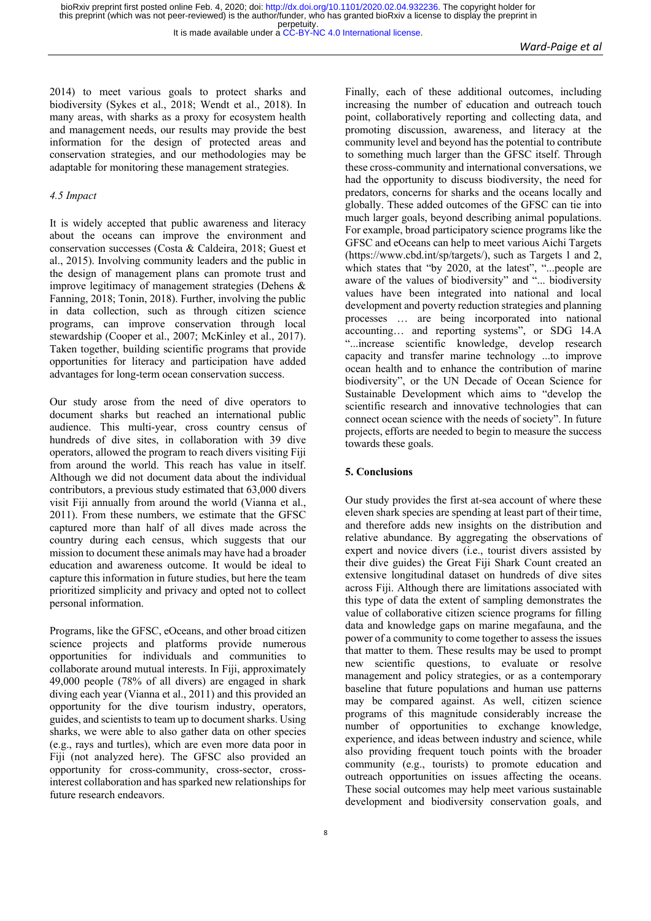2014) to meet various goals to protect sharks and biodiversity (Sykes et al., 2018; Wendt et al., 2018). In many areas, with sharks as a proxy for ecosystem health and management needs, our results may provide the best information for the design of protected areas and conservation strategies, and our methodologies may be adaptable for monitoring these management strategies.

### *4.5 Impact*

It is widely accepted that public awareness and literacy about the oceans can improve the environment and conservation successes (Costa & Caldeira, 2018; Guest et al., 2015). Involving community leaders and the public in the design of management plans can promote trust and improve legitimacy of management strategies (Dehens & Fanning, 2018; Tonin, 2018). Further, involving the public in data collection, such as through citizen science programs, can improve conservation through local stewardship (Cooper et al., 2007; McKinley et al., 2017). Taken together, building scientific programs that provide opportunities for literacy and participation have added advantages for long-term ocean conservation success.

Our study arose from the need of dive operators to document sharks but reached an international public audience. This multi-year, cross country census of hundreds of dive sites, in collaboration with 39 dive operators, allowed the program to reach divers visiting Fiji from around the world. This reach has value in itself. Although we did not document data about the individual contributors, a previous study estimated that 63,000 divers visit Fiji annually from around the world (Vianna et al., 2011). From these numbers, we estimate that the GFSC captured more than half of all dives made across the country during each census, which suggests that our mission to document these animals may have had a broader education and awareness outcome. It would be ideal to capture this information in future studies, but here the team prioritized simplicity and privacy and opted not to collect personal information.

Programs, like the GFSC, eOceans, and other broad citizen science projects and platforms provide numerous opportunities for individuals and communities to collaborate around mutual interests. In Fiji, approximately 49,000 people (78% of all divers) are engaged in shark diving each year (Vianna et al., 2011) and this provided an opportunity for the dive tourism industry, operators, guides, and scientists to team up to document sharks. Using sharks, we were able to also gather data on other species (e.g., rays and turtles), which are even more data poor in Fiji (not analyzed here). The GFSC also provided an opportunity for cross-community, cross-sector, cross-interest collaboration and has sparked new relationships for future research endeavors.

Finally, each of these additional outcomes, including increasing the number of education and outreach touch point, collaboratively reporting and collecting data, and promoting discussion, awareness, and literacy at the community level and beyond has the potential to contribute to something much larger than the GFSC itself. Through these cross-community and international conversations, we had the opportunity to discuss biodiversity, the need for predators, concerns for sharks and the oceans locally and globally. These added outcomes of the GFSC can tie into much larger goals, beyond describing animal populations. For example, broad participatory science programs like the GFSC and eOceans can help to meet various Aichi Targets (https://www.cbd.int/sp/targets/), such as Targets 1 and 2, which states that "by 2020, at the latest", "...people are aware of the values of biodiversity" and "... biodiversity values have been integrated into national and local development and poverty reduction strategies and planning processes … are being incorporated into national accounting… and reporting systems", or SDG 14.A "...increase scientific knowledge, develop research capacity and transfer marine technology ...to improve ocean health and to enhance the contribution of marine biodiversity", or the UN Decade of Ocean Science for Sustainable Development which aims to "develop the scientific research and innovative technologies that can connect ocean science with the needs of society". In future projects, efforts are needed to begin to measure the success towards these goals.

## 5. Conclusions

Our study provides the first at-sea account of where these eleven shark species are spending at least part of their time, and therefore adds new insights on the distribution and relative abundance. By aggregating the observations of expert and novice divers (i.e., tourist divers assisted by their dive guides) the Great Fiji Shark Count created an extensive longitudinal dataset on hundreds of dive sites across Fiji. Although there are limitations associated with this type of data the extent of sampling demonstrates the value of collaborative citizen science programs for filling data and knowledge gaps on marine megafauna, and the power of a community to come together to assess the issues that matter to them. These results may be used to prompt new scientific questions, to evaluate or resolve management and policy strategies, or as a contemporary baseline that future populations and human use patterns may be compared against. As well, citizen science programs of this magnitude considerably increase the number of opportunities to exchange knowledge, experience, and ideas between industry and science, while also providing frequent touch points with the broader community (e.g., tourists) to promote education and outreach opportunities on issues affecting the oceans. These social outcomes may help meet various sustainable development and biodiversity conservation goals, and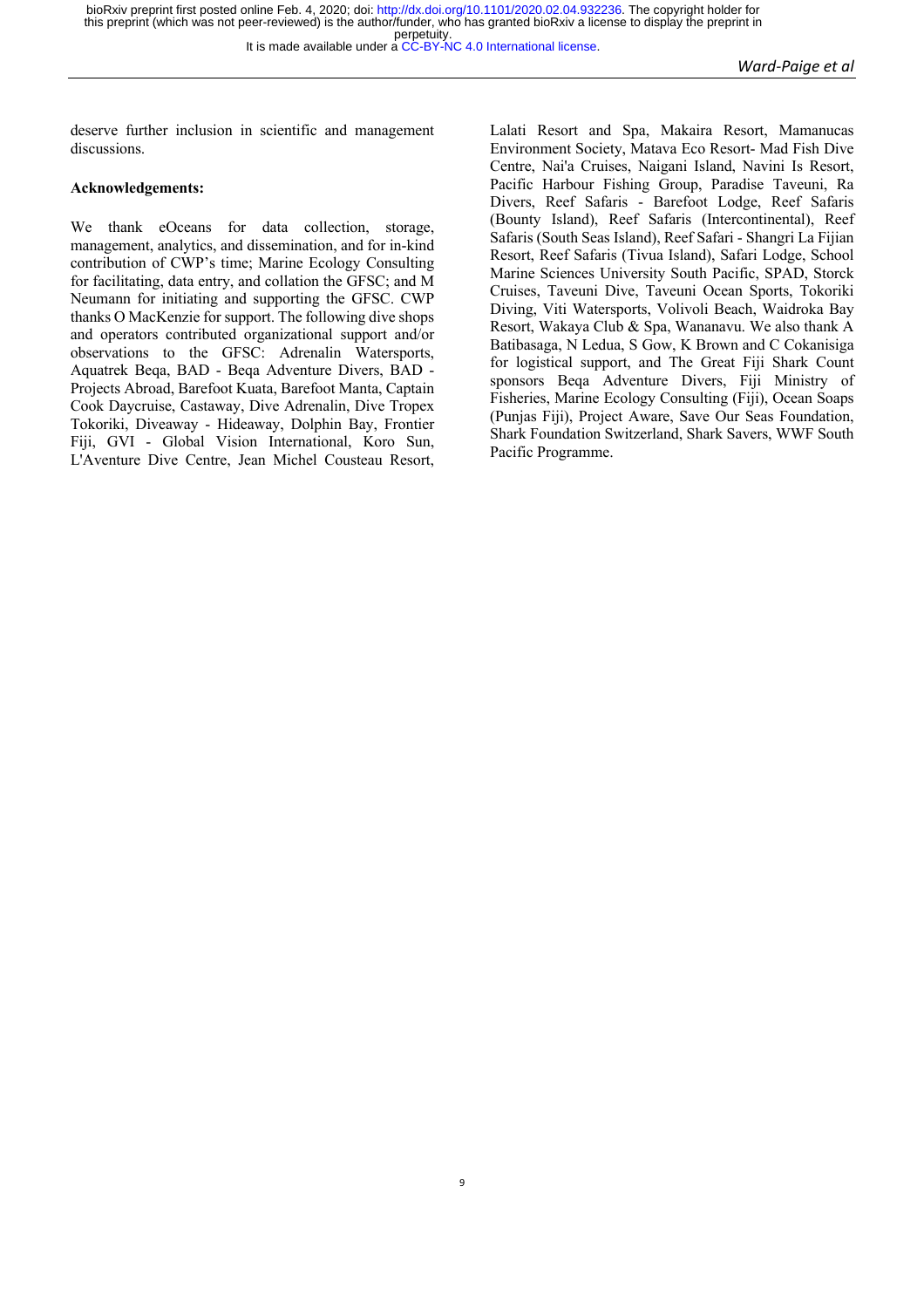deserve further inclusion in scientific and management discussions.

**Acknowledgements:**

We thank eOceans for data collection, storage, management, analytics, and dissemination, and for in-kind contribution of CWP's time; Marine Ecology Consulting for facilitating, data entry, and collation the GFSC; and M Neumann for initiating and supporting the GFSC. CWP thanks O MacKenzie for support. The following dive shops and operators contributed organizational support and/or observations to the GFSC: Adrenalin Watersports, Aquatrek Beqa, BAD - Beqa Adventure Divers, BAD - Projects Abroad, Barefoot Kuata, Barefoot Manta, Captain Cook Daycruise, Castaway, Dive Adrenalin, Dive Tropex Tokoriki, Diveaway - Hideaway, Dolphin Bay, Frontier Fiji, GVI - Global Vision International, Koro Sun, L'Aventure Dive Centre, Jean Michel Cousteau Resort, Lalati Resort and Spa, Makaira Resort, Mamanucas Environment Society, Matava Eco Resort- Mad Fish Dive Centre, Nai'a Cruises, Naigani Island, Navini Is Resort, Pacific Harbour Fishing Group, Paradise Taveuni, Ra Divers, Reef Safaris - Barefoot Lodge, Reef Safaris (Bounty Island), Reef Safaris (Intercontinental), Reef Safaris (South Seas Island), Reef Safari - Shangri La Fijian Resort, Reef Safaris (Tivua Island), Safari Lodge, School Marine Sciences University South Pacific, SPAD, Storck Cruises, Taveuni Dive, Taveuni Ocean Sports, Tokoriki Diving, Viti Watersports, Volivoli Beach, Waidroka Bay Resort, Wakaya Club & Spa, Wananavu. We also thank A Batibasaga, N Ledua, S Gow, K Brown and C Cokanisiga for logistical support, and The Great Fiji Shark Count sponsors Beqa Adventure Divers, Fiji Ministry of Fisheries, Marine Ecology Consulting (Fiji), Ocean Soaps (Punjas Fiji), Project Aware, Save Our Seas Foundation, Shark Foundation Switzerland, Shark Savers, WWF South Pacific Programme.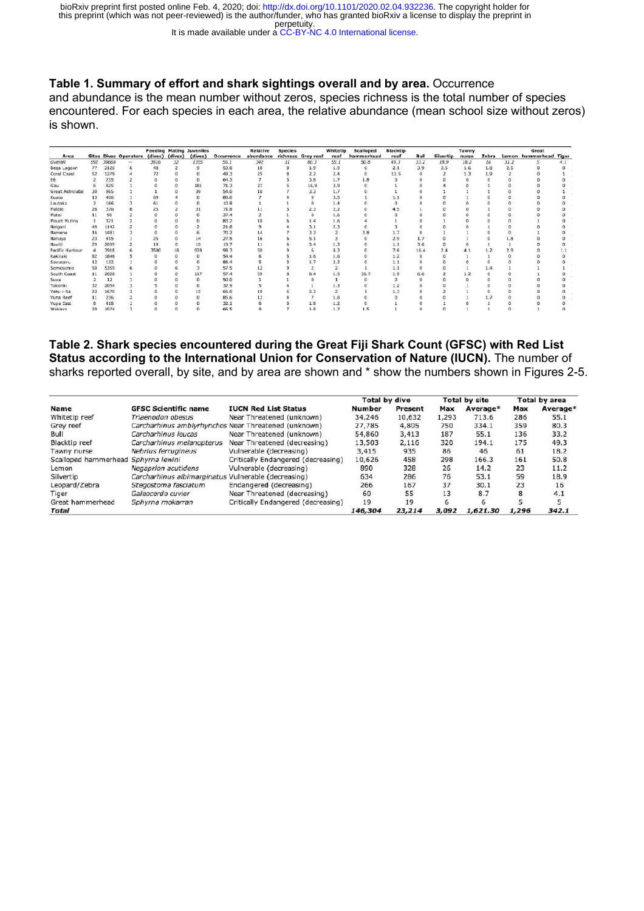**Table 1. Summary of effort and shark sightings overall and by area.** Occurrence and abundance is the mean number without zeros, species richness is the total number of species encountered. For each species in each area, the relative abundance (mean school size without zeros) is shown.

| Area | Sites | Dives | Operators | Feeding (dives) | Mating (dives) | Juveniles (dives) | Occurrence | Relative abundance | Species richness | Grey reef | Whitetip reef | Scalloped hammerhead | Blacktip reef | Bull | Silvertip | Tawny nurse | Zebra | Lemon | Great hammerhead | Tiger |
|---|---|---|---|---|---|---|---|---|---|---|---|---|---|---|---|---|---|---|---|---|
| *Overall* | *592* | *30668* | — | *3816* | *32* | *1355* | *56.1* | *342* | *11* | *80.3* | *55.1* | *50.8* | *49.3* | *33.2* | *18.9* | *18.2* | *16* | *11.2* | *5* | *4.1* |
| Beqa Lagoon | 77 | 2120 | 6 | 48 | 2 | 9 | 53.8 | 18 | 9 | 1.9 | 1.9 | 0 | 2.1 | 3.9 | 2.5 | 1.6 | 1.8 | 2.5 | 0 | 0 |
| Coral Coast | 52 | 1279 | 4 | 72 | 0 | 0 | 49.3 | 25 | 8 | 2.2 | 2.4 | 0 | 12.5 | 0 | 2 | 1.3 | 1.9 | 2 | 0 | 1 |
| E6 | 2 | 235 | 2 | 0 | 0 | 0 | 64.3 | 7 | 3 | 3.8 | 1.7 | 1.8 | 0 | 0 | 0 | 0 | 0 | 0 | 0 | 0 |
| Gau | 6 | 825 | 1 | 0 | 0 | 181 | 71.3 | 27 | 5 | 16.9 | 3.9 | 0 | 1 | 0 | 4 | 0 | 1 | 0 | 0 | 0 |
| Great Astrolabe | 30 | 965 | 1 | 1 | 0 | 39 | 54.0 | 10 | 7 | 3.3 | 1.7 | 0 | 1 | 0 | 1 | 1 | 1 | 0 | 0 | 1 |
| Kuata | 13 | 408 | 1 | 69 | 4 | 0 | 80.0 | 7 | 4 | 0 | 3.5 | 1 | 1.1 | 0 | 0 | 1 | 0 | 0 | 0 | 0 |
| Lautoka | 2 | 166 | 3 | 61 | 0 | 0 | 10.8 | 1 | 1 | 0 | 1.4 | 0 | 0 | 0 | 0 | 0 | 0 | 0 | 0 | 0 |
| Malolo | 26 | 376 | 8 | 25 | 2 | 31 | 71.8 | 11 | 5 | 2.3 | 2.2 | 0 | 4.5 | 1 | 0 | 0 | 1 | 0 | 0 | 0 |
| Matei | 11 | 91 | 2 | 0 | 0 | 0 | 37.4 | 2 | 1 | 0 | 1.6 | 0 | 0 | 0 | 0 | 0 | 0 | 0 | 0 | 0 |
| Mount Mutiny | 1 | 321 | 2 | 0 | 0 | 0 | 83.2 | 10 | 6 | 1.4 | 1.6 | 4 | 1 | 0 | 1 | 0 | 0 | 0 | 1 | 0 |
| Naigani | 49 | 1142 | 2 | 0 | 0 | 2 | 21.8 | 9 | 4 | 3.1 | 2.3 | 0 | 3 | 0 | 0 | 0 | 1 | 0 | 0 | 0 |
| Namena | 16 | 1481 | 3 | 0 | 0 | 6 | 70.2 | 14 | 7 | 3.3 | 2 | 3.8 | 1.7 | 0 | 1 | 1 | 0 | 0 | 1 | 0 |
| Nanuya | 23 | 415 | 1 | 25 | 0 | 14 | 27.5 | 16 | 6 | 5.1 | 3 | 0 | 2.9 | 1.7 | 0 | 1 | 0 | 1.8 | 0 | 0 |
| Naviti | 29 | 2099 | 2 | 10 | 0 | 10 | 19.7 | 11 | 6 | 3.4 | 1.3 | 0 | 1.1 | 3.6 | 0 | 0 | 1 | 1 | 0 | 0 |
| Pacific Harbour | 4 | 3918 | 6 | 3500 | 18 | 928 | 98.3 | 58 | 9 | 6 | 8.3 | 0 | 7.6 | 16.4 | 2.4 | 4.1 | 1.2 | 2.9 | 0 | 1.1 |
| Rakiraki | 82 | 1846 | 5 | 0 | 0 | 0 | 54.4 | 6 | 5 | 1.6 | 1.6 | 0 | 1.2 | 0 | 0 | 1 | 1 | 0 | 0 | 0 |
| Savusavu | 12 | 132 | 1 | 0 | 0 | 0 | 86.4 | 5 | 3 | 1.7 | 2.2 | 0 | 1.1 | 0 | 0 | 0 | 0 | 0 | 0 | 0 |
| Somosomo | 50 | 5359 | 6 | 0 | 6 | 3 | 57.5 | 12 | 9 | 2 | 2 | 1 | 1.1 | 0 | 0 | 1 | 1.4 | 1 | 1 | 1 |
| South Coast | 11 | 2028 | 1 | 0 | 0 | 117 | 57.4 | 59 | 8 | 8.4 | 1.5 | 26.7 | 1.9 | 6.6 | 2 | 1.2 | 0 | 0 | 1 | 0 |
| Suva | 2 | 12 | 1 | 0 | 0 | 0 | 50.0 | 1 | 1 | 0 | 1 | 0 | 0 | 0 | 0 | 0 | 0 | 0 | 0 | 0 |
| Tokoriki | 32 | 2054 | 3 | 5 | 0 | 0 | 32.9 | 5 | 4 | 1 | 1.3 | 0 | 1.2 | 0 | 0 | 1 | 0 | 0 | 0 | 0 |
| Vatu-i-Ra | 23 | 1670 | 3 | 0 | 0 | 15 | 66.0 | 10 | 6 | 2.3 | 2 | 1 | 1.3 | 0 | 2 | 1 | 0 | 0 | 0 | 0 |
| Vuna Reef | 11 | 236 | 2 | 0 | 0 | 0 | 85.6 | 12 | 4 | 7 | 1.8 | 0 | 0 | 0 | 0 | 1 | 1.7 | 0 | 0 | 0 |
| Vuya East | 8 | 418 | 1 | 0 | 0 | 0 | 32.1 | 6 | 5 | 1.8 | 1.2 | 0 | 1 | 0 | 1 | 0 | 1 | 0 | 0 | 0 |
| Wakaya | 20 | 1074 | 3 | 0 | 0 | 0 | 66.5 | 9 | 7 | 1.8 | 1.7 | 1.5 | 1 | 0 | 0 | 1 | 1 | 0 | 1 | 0 |

**Table 2. Shark species encountered during the Great Fiji Shark Count (GFSC) with Red List Status according to the International Union for Conservation of Nature (IUCN).** The number of sharks reported overall, by site, and by area are shown and * show the numbers shown in Figures 2-5.

| Name | GFSC Scientific name | IUCN Red List Status | Total by dive | | Total by site | | Total by area | |
|---|---|---|---|---|---|---|---|---|
| | | | Number | Present | Max | Average* | Max | Average* |
| Whitetip reef | *Triaenodon obesus* | Near Threatened (unknown) | 34,246 | 10,632 | 1,293 | 713.6 | 286 | 55.1 |
| Grey reef | *Carcharhinus amblyrhynchos* | Near Threatened (unknown) | 27,785 | 4,805 | 750 | 334.1 | 359 | 80.3 |
| Bull | *Carcharhinus leucas* | Near Threatened (unknown) | 54,860 | 3,413 | 187 | 55.1 | 136 | 33.2 |
| Blacktip reef | *Carcharhinus melanopterus* | Near Threatened (decreasing) | 13,503 | 2,116 | 320 | 194.1 | 175 | 49.3 |
| Tawny nurse | *Nebrius ferrugineus* | Vulnerable (decreasing) | 3,415 | 935 | 86 | 46 | 61 | 18.2 |
| Scalloped hammerhead | *Sphyrna lewini* | Critically Endangered (decreasing) | 10,626 | 458 | 298 | 166.3 | 161 | 50.8 |
| Lemon | *Negaprion acutidens* | Vulnerable (decreasing) | 890 | 328 | 26 | 14.2 | 23 | 11.2 |
| Silvertip | *Carcharhinus albimarginatus* | Vulnerable (decreasing) | 634 | 286 | 76 | 53.1 | 59 | 18.9 |
| Leopard/Zebra | *Stegostoma fasciatum* | Endangered (decreasing) | 266 | 167 | 37 | 30.1 | 23 | 16 |
| Tiger | *Galeocerdo cuvier* | Near Threatened (decreasing) | 60 | 55 | 13 | 8.7 | 8 | 4.1 |
| Great hammerhead | *Sphyrna mokarran* | Critically Endangered (decreasing) | 19 | 19 | 6 | 6 | 5 | 5 |
| ***Total*** | | | ***146,304*** | ***23,214*** | ***3,092*** | ***1,621.30*** | ***1,296*** | ***342.1*** |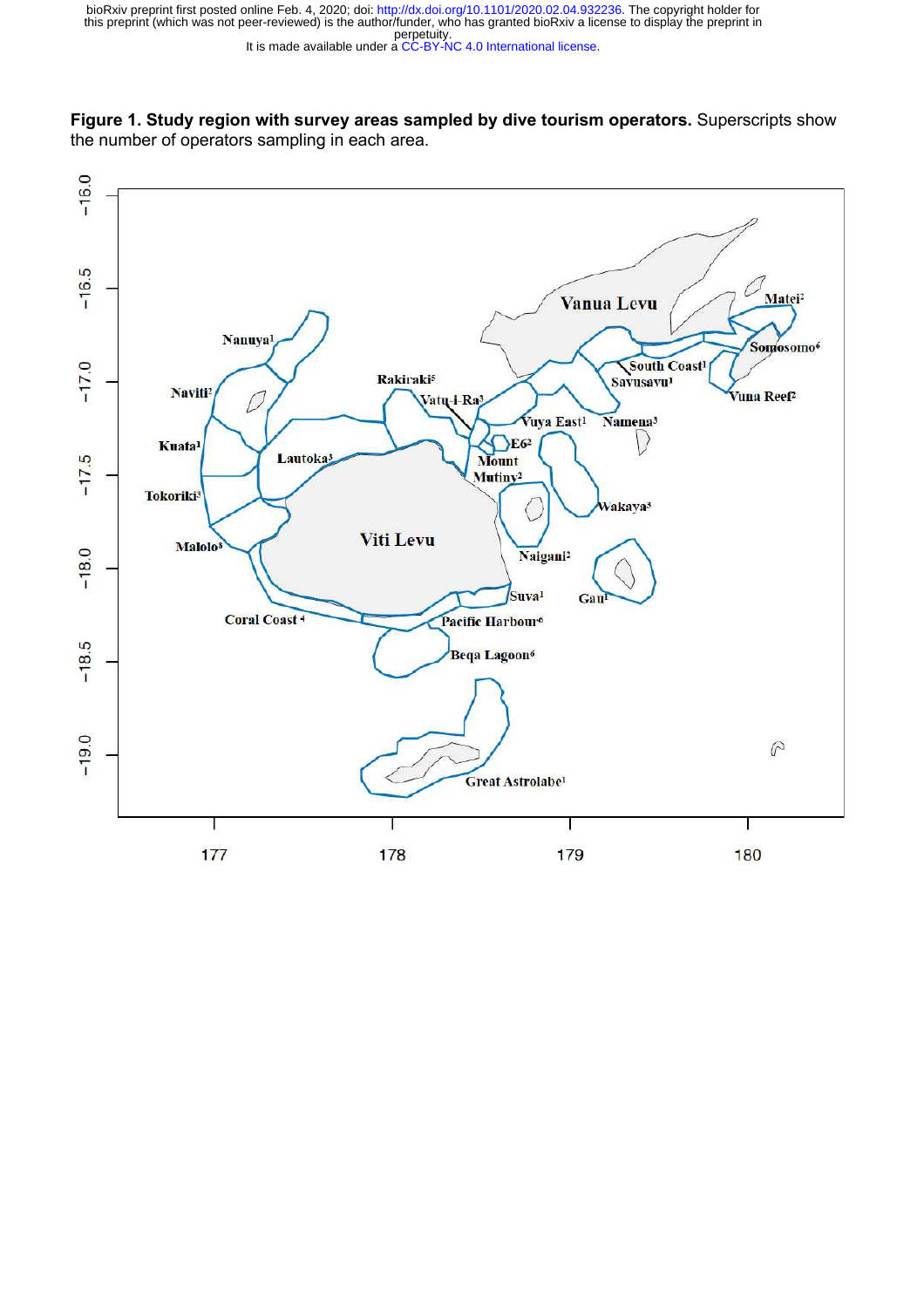**Figure 1. Study region with survey areas sampled by dive tourism operators.** Superscripts show the number of operators sampling in each area.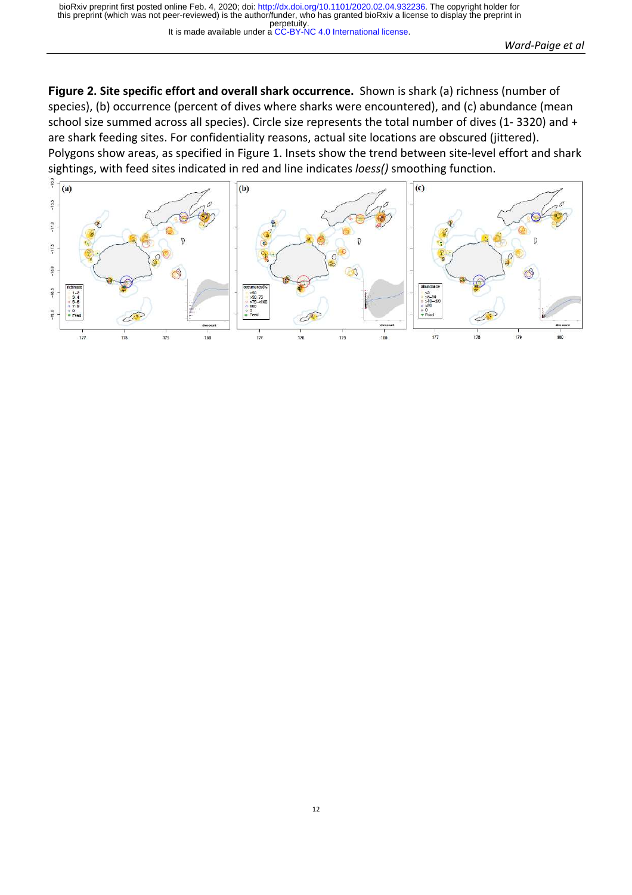**Figure 2. Site specific effort and overall shark occurrence.** Shown is shark (a) richness (number of species), (b) occurrence (percent of dives where sharks were encountered), and (c) abundance (mean school size summed across all species). Circle size represents the total number of dives (1- 3320) and + are shark feeding sites. For confidentiality reasons, actual site locations are obscured (jittered). Polygons show areas, as specified in Figure 1. Insets show the trend between site-level effort and shark sightings, with feed sites indicated in red and line indicates *loess()* smoothing function.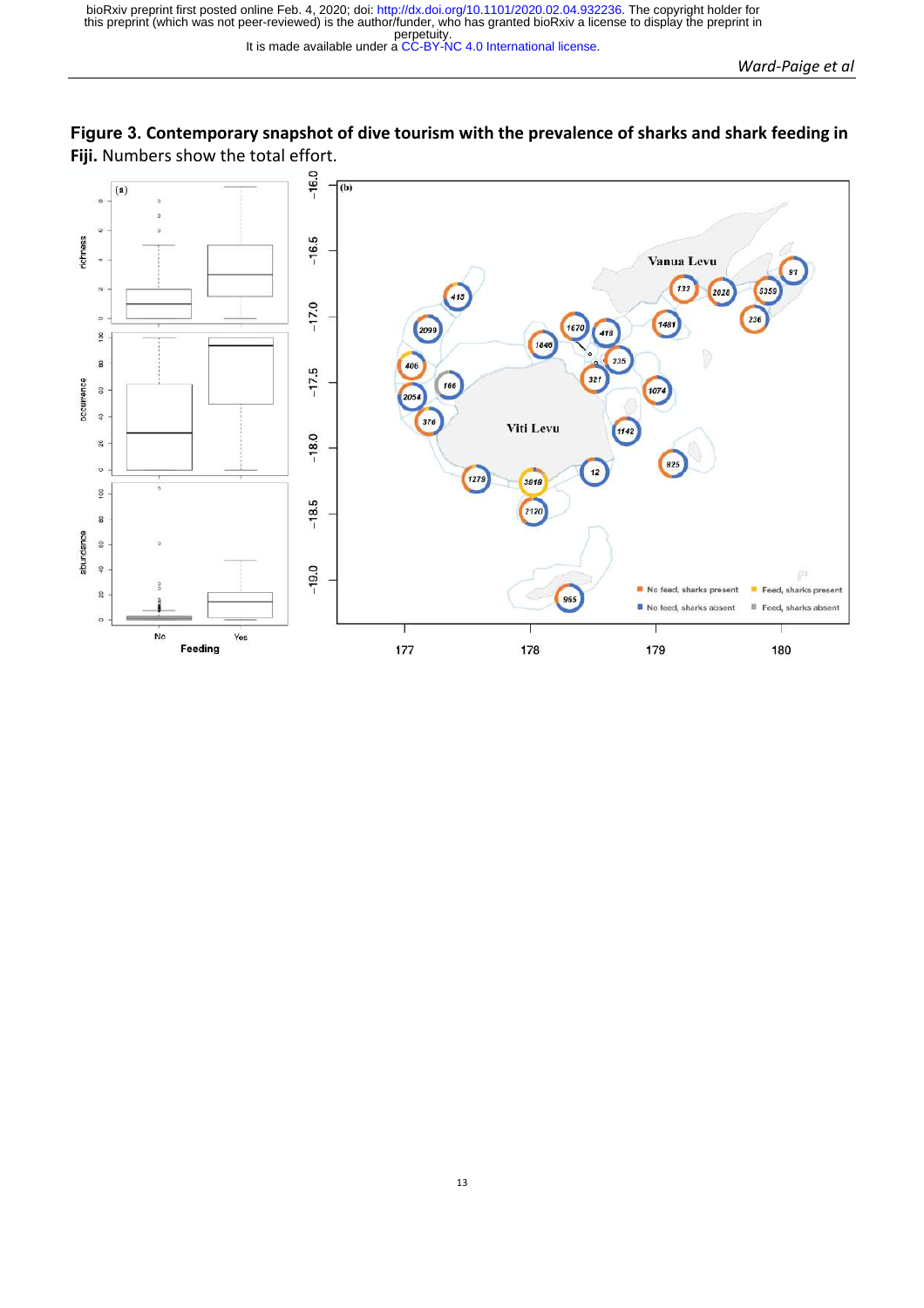**Figure 3. Contemporary snapshot of dive tourism with the prevalence of sharks and shark feeding in Fiji.** Numbers show the total effort.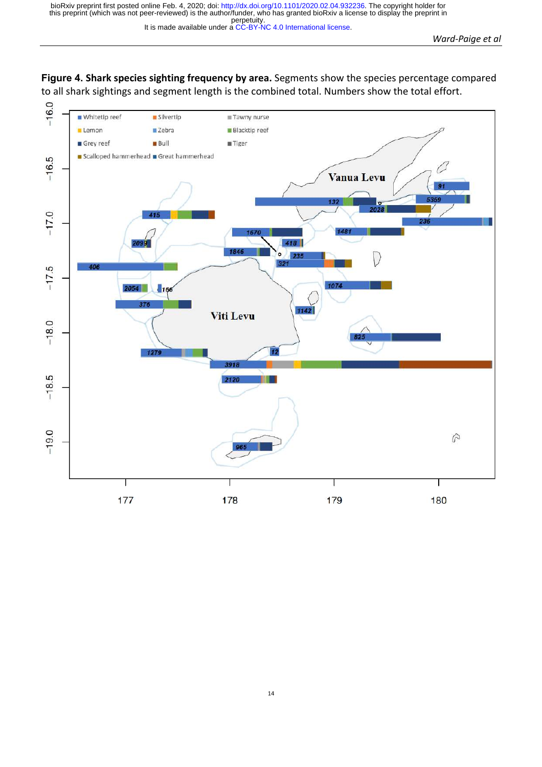**Figure 4. Shark species sighting frequency by area.** Segments show the species percentage compared to all shark sightings and segment length is the combined total. Numbers show the total effort.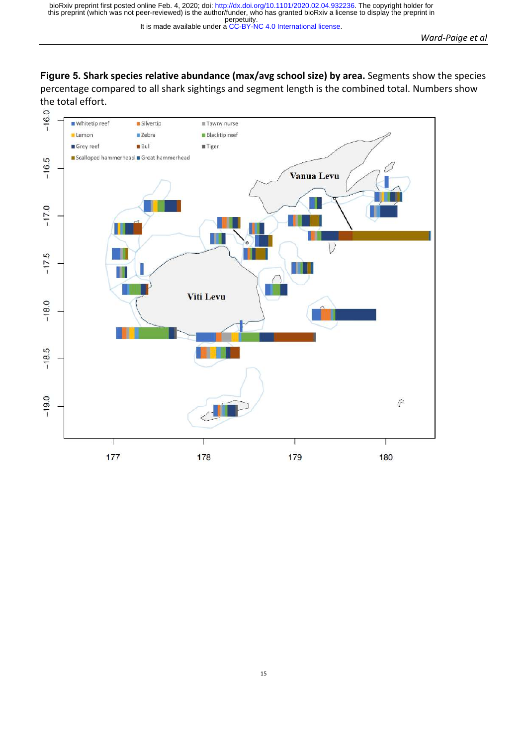**Figure 5. Shark species relative abundance (max/avg school size) by area.** Segments show the species percentage compared to all shark sightings and segment length is the combined total. Numbers show the total effort.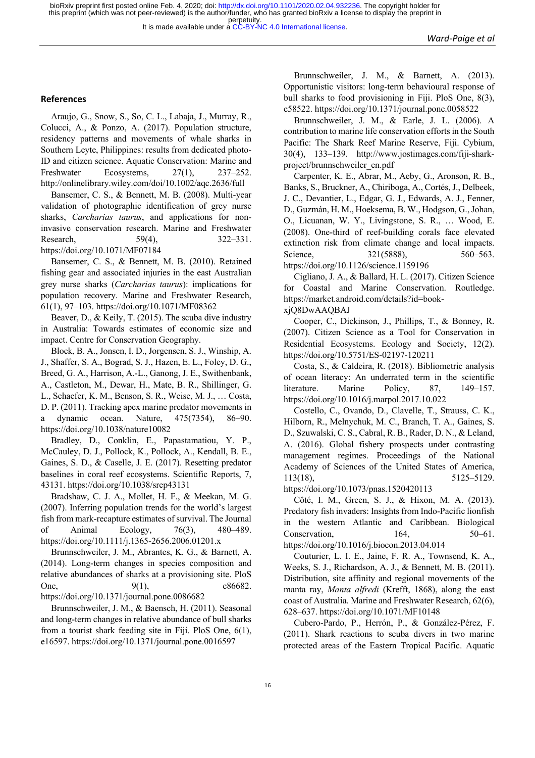## References

Araujo, G., Snow, S., So, C. L., Labaja, J., Murray, R., Colucci, A., & Ponzo, A. (2017). Population structure, residency patterns and movements of whale sharks in Southern Leyte, Philippines: results from dedicated photo-ID and citizen science. Aquatic Conservation: Marine and Freshwater Ecosystems, 27(1), 237–252. http://onlinelibrary.wiley.com/doi/10.1002/aqc.2636/full

Bansemer, C. S., & Bennett, M. B. (2008). Multi-year validation of photographic identification of grey nurse sharks, *Carcharias taurus*, and applications for non-invasive conservation research. Marine and Freshwater Research, 59(4), 322–331. https://doi.org/10.1071/MF07184

Bansemer, C. S., & Bennett, M. B. (2010). Retained fishing gear and associated injuries in the east Australian grey nurse sharks (*Carcharias taurus*): implications for population recovery. Marine and Freshwater Research, 61(1), 97–103. https://doi.org/10.1071/MF08362

Beaver, D., & Keily, T. (2015). The scuba dive industry in Australia: Towards estimates of economic size and impact. Centre for Conservation Geography.

Block, B. A., Jonsen, I. D., Jorgensen, S. J., Winship, A. J., Shaffer, S. A., Bograd, S. J., Hazen, E. L., Foley, D. G., Breed, G. A., Harrison, A.-L., Ganong, J. E., Swithenbank, A., Castleton, M., Dewar, H., Mate, B. R., Shillinger, G. L., Schaefer, K. M., Benson, S. R., Weise, M. J., … Costa, D. P. (2011). Tracking apex marine predator movements in a dynamic ocean. Nature, 475(7354), 86–90. https://doi.org/10.1038/nature10082

Bradley, D., Conklin, E., Papastamatiou, Y. P., McCauley, D. J., Pollock, K., Pollock, A., Kendall, B. E., Gaines, S. D., & Caselle, J. E. (2017). Resetting predator baselines in coral reef ecosystems. Scientific Reports, 7, 43131. https://doi.org/10.1038/srep43131

Bradshaw, C. J. A., Mollet, H. F., & Meekan, M. G. (2007). Inferring population trends for the world's largest fish from mark-recapture estimates of survival. The Journal of Animal Ecology, 76(3), 480–489. https://doi.org/10.1111/j.1365-2656.2006.01201.x

Brunnschweiler, J. M., Abrantes, K. G., & Barnett, A. (2014). Long-term changes in species composition and relative abundances of sharks at a provisioning site. PloS One, 9(1), e86682. https://doi.org/10.1371/journal.pone.0086682

Brunnschweiler, J. M., & Baensch, H. (2011). Seasonal and long-term changes in relative abundance of bull sharks from a tourist shark feeding site in Fiji. PloS One, 6(1), e16597. https://doi.org/10.1371/journal.pone.0016597

Brunnschweiler, J. M., & Barnett, A. (2013). Opportunistic visitors: long-term behavioural response of bull sharks to food provisioning in Fiji. PloS One, 8(3), e58522. https://doi.org/10.1371/journal.pone.0058522

Brunnschweiler, J. M., & Earle, J. L. (2006). A contribution to marine life conservation efforts in the South Pacific: The Shark Reef Marine Reserve, Fiji. Cybium, 30(4), 133–139. http://www.jostimages.com/fiji-shark-project/brunnschweiler_en.pdf

Carpenter, K. E., Abrar, M., Aeby, G., Aronson, R. B., Banks, S., Bruckner, A., Chiriboga, A., Cortés, J., Delbeek, J. C., Devantier, L., Edgar, G. J., Edwards, A. J., Fenner, D., Guzmán, H. M., Hoeksema, B. W., Hodgson, G., Johan, O., Licuanan, W. Y., Livingstone, S. R., … Wood, E. (2008). One-third of reef-building corals face elevated extinction risk from climate change and local impacts. Science, 321(5888), 560–563. https://doi.org/10.1126/science.1159196

Cigliano, J. A., & Ballard, H. L. (2017). Citizen Science for Coastal and Marine Conservation. Routledge. https://market.android.com/details?id=book-xjQ8DwAAQBAJ

Cooper, C., Dickinson, J., Phillips, T., & Bonney, R. (2007). Citizen Science as a Tool for Conservation in Residential Ecosystems. Ecology and Society, 12(2). https://doi.org/10.5751/ES-02197-120211

Costa, S., & Caldeira, R. (2018). Bibliometric analysis of ocean literacy: An underrated term in the scientific literature. Marine Policy, 87, 149–157. https://doi.org/10.1016/j.marpol.2017.10.022

Costello, C., Ovando, D., Clavelle, T., Strauss, C. K., Hilborn, R., Melnychuk, M. C., Branch, T. A., Gaines, S. D., Szuwalski, C. S., Cabral, R. B., Rader, D. N., & Leland, A. (2016). Global fishery prospects under contrasting management regimes. Proceedings of the National Academy of Sciences of the United States of America, 113(18), 5125–5129. https://doi.org/10.1073/pnas.1520420113

Côté, I. M., Green, S. J., & Hixon, M. A. (2013). Predatory fish invaders: Insights from Indo-Pacific lionfish in the western Atlantic and Caribbean. Biological Conservation, 164, 50–61. https://doi.org/10.1016/j.biocon.2013.04.014

Couturier, L. I. E., Jaine, F. R. A., Townsend, K. A., Weeks, S. J., Richardson, A. J., & Bennett, M. B. (2011). Distribution, site affinity and regional movements of the manta ray, *Manta alfredi* (Krefft, 1868), along the east coast of Australia. Marine and Freshwater Research, 62(6), 628–637. https://doi.org/10.1071/MF10148

Cubero-Pardo, P., Herrón, P., & González-Pérez, F. (2011). Shark reactions to scuba divers in two marine protected areas of the Eastern Tropical Pacific. Aquatic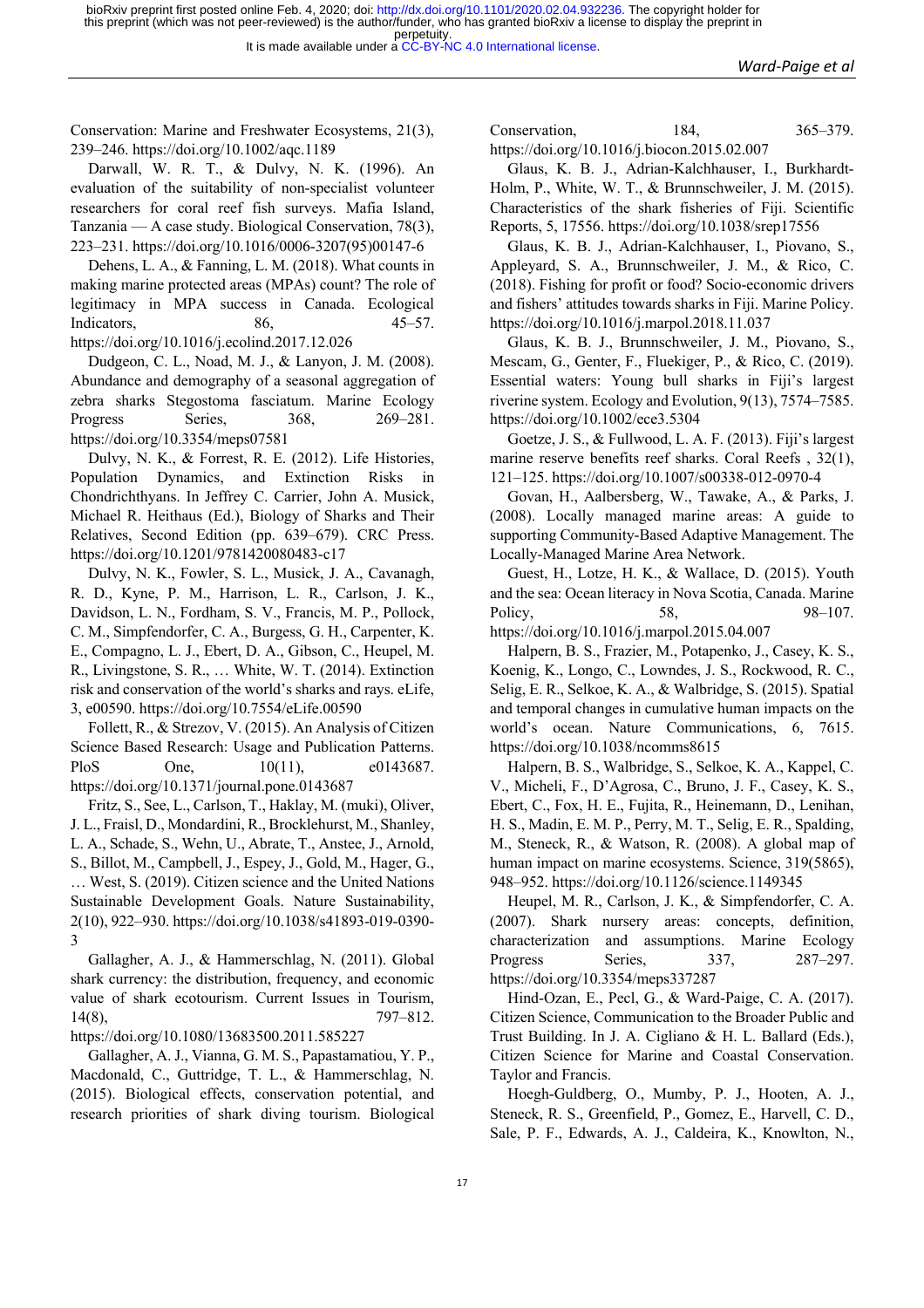Conservation: Marine and Freshwater Ecosystems, 21(3), 239–246. https://doi.org/10.1002/aqc.1189

Darwall, W. R. T., & Dulvy, N. K. (1996). An evaluation of the suitability of non-specialist volunteer researchers for coral reef fish surveys. Mafia Island, Tanzania — A case study. Biological Conservation, 78(3), 223–231. https://doi.org/10.1016/0006-3207(95)00147-6

Dehens, L. A., & Fanning, L. M. (2018). What counts in making marine protected areas (MPAs) count? The role of legitimacy in MPA success in Canada. Ecological Indicators, 86, 45–57. https://doi.org/10.1016/j.ecolind.2017.12.026

Dudgeon, C. L., Noad, M. J., & Lanyon, J. M. (2008). Abundance and demography of a seasonal aggregation of zebra sharks Stegostoma fasciatum. Marine Ecology Progress Series, 368, 269–281. https://doi.org/10.3354/meps07581

Dulvy, N. K., & Forrest, R. E. (2012). Life Histories, Population Dynamics, and Extinction Risks in Chondrichthyans. In Jeffrey C. Carrier, John A. Musick, Michael R. Heithaus (Ed.), Biology of Sharks and Their Relatives, Second Edition (pp. 639–679). CRC Press. https://doi.org/10.1201/9781420080483-c17

Dulvy, N. K., Fowler, S. L., Musick, J. A., Cavanagh, R. D., Kyne, P. M., Harrison, L. R., Carlson, J. K., Davidson, L. N., Fordham, S. V., Francis, M. P., Pollock, C. M., Simpfendorfer, C. A., Burgess, G. H., Carpenter, K. E., Compagno, L. J., Ebert, D. A., Gibson, C., Heupel, M. R., Livingstone, S. R., … White, W. T. (2014). Extinction risk and conservation of the world's sharks and rays. eLife, 3, e00590. https://doi.org/10.7554/eLife.00590

Follett, R., & Strezov, V. (2015). An Analysis of Citizen Science Based Research: Usage and Publication Patterns. PloS One, 10(11), e0143687. https://doi.org/10.1371/journal.pone.0143687

Fritz, S., See, L., Carlson, T., Haklay, M. (muki), Oliver, J. L., Fraisl, D., Mondardini, R., Brocklehurst, M., Shanley, L. A., Schade, S., Wehn, U., Abrate, T., Anstee, J., Arnold, S., Billot, M., Campbell, J., Espey, J., Gold, M., Hager, G., … West, S. (2019). Citizen science and the United Nations Sustainable Development Goals. Nature Sustainability, 2(10), 922–930. https://doi.org/10.1038/s41893-019-0390-3

Gallagher, A. J., & Hammerschlag, N. (2011). Global shark currency: the distribution, frequency, and economic value of shark ecotourism. Current Issues in Tourism, 14(8), 797–812. https://doi.org/10.1080/13683500.2011.585227

Gallagher, A. J., Vianna, G. M. S., Papastamatiou, Y. P., Macdonald, C., Guttridge, T. L., & Hammerschlag, N. (2015). Biological effects, conservation potential, and research priorities of shark diving tourism. Biological Conservation, 184, 365–379. https://doi.org/10.1016/j.biocon.2015.02.007

Glaus, K. B. J., Adrian-Kalchhauser, I., Burkhardt-Holm, P., White, W. T., & Brunnschweiler, J. M. (2015). Characteristics of the shark fisheries of Fiji. Scientific Reports, 5, 17556. https://doi.org/10.1038/srep17556

Glaus, K. B. J., Adrian-Kalchhauser, I., Piovano, S., Appleyard, S. A., Brunnschweiler, J. M., & Rico, C. (2018). Fishing for profit or food? Socio-economic drivers and fishers' attitudes towards sharks in Fiji. Marine Policy. https://doi.org/10.1016/j.marpol.2018.11.037

Glaus, K. B. J., Brunnschweiler, J. M., Piovano, S., Mescam, G., Genter, F., Fluekiger, P., & Rico, C. (2019). Essential waters: Young bull sharks in Fiji's largest riverine system. Ecology and Evolution, 9(13), 7574–7585. https://doi.org/10.1002/ece3.5304

Goetze, J. S., & Fullwood, L. A. F. (2013). Fiji's largest marine reserve benefits reef sharks. Coral Reefs , 32(1), 121–125. https://doi.org/10.1007/s00338-012-0970-4

Govan, H., Aalbersberg, W., Tawake, A., & Parks, J. (2008). Locally managed marine areas: A guide to supporting Community-Based Adaptive Management. The Locally-Managed Marine Area Network.

Guest, H., Lotze, H. K., & Wallace, D. (2015). Youth and the sea: Ocean literacy in Nova Scotia, Canada. Marine Policy, 58, 98–107. https://doi.org/10.1016/j.marpol.2015.04.007

Halpern, B. S., Frazier, M., Potapenko, J., Casey, K. S., Koenig, K., Longo, C., Lowndes, J. S., Rockwood, R. C., Selig, E. R., Selkoe, K. A., & Walbridge, S. (2015). Spatial and temporal changes in cumulative human impacts on the world's ocean. Nature Communications, 6, 7615. https://doi.org/10.1038/ncomms8615

Halpern, B. S., Walbridge, S., Selkoe, K. A., Kappel, C. V., Micheli, F., D'Agrosa, C., Bruno, J. F., Casey, K. S., Ebert, C., Fox, H. E., Fujita, R., Heinemann, D., Lenihan, H. S., Madin, E. M. P., Perry, M. T., Selig, E. R., Spalding, M., Steneck, R., & Watson, R. (2008). A global map of human impact on marine ecosystems. Science, 319(5865), 948–952. https://doi.org/10.1126/science.1149345

Heupel, M. R., Carlson, J. K., & Simpfendorfer, C. A. (2007). Shark nursery areas: concepts, definition, characterization and assumptions. Marine Ecology Progress Series, 337, 287–297. https://doi.org/10.3354/meps337287

Hind-Ozan, E., Pecl, G., & Ward-Paige, C. A. (2017). Citizen Science, Communication to the Broader Public and Trust Building. In J. A. Cigliano & H. L. Ballard (Eds.), Citizen Science for Marine and Coastal Conservation. Taylor and Francis.

Hoegh-Guldberg, O., Mumby, P. J., Hooten, A. J., Steneck, R. S., Greenfield, P., Gomez, E., Harvell, C. D., Sale, P. F., Edwards, A. J., Caldeira, K., Knowlton, N.,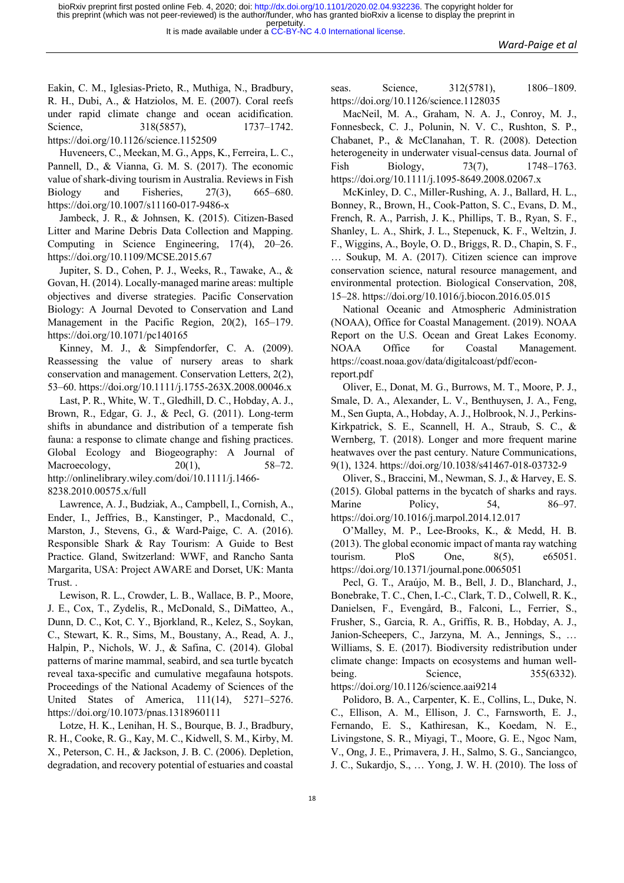Eakin, C. M., Iglesias-Prieto, R., Muthiga, N., Bradbury, R. H., Dubi, A., & Hatziolos, M. E. (2007). Coral reefs under rapid climate change and ocean acidification. Science, 318(5857), 1737–1742. https://doi.org/10.1126/science.1152509

Huveneers, C., Meekan, M. G., Apps, K., Ferreira, L. C., Pannell, D., & Vianna, G. M. S. (2017). The economic value of shark-diving tourism in Australia. Reviews in Fish Biology and Fisheries, 27(3), 665–680. https://doi.org/10.1007/s11160-017-9486-x

Jambeck, J. R., & Johnsen, K. (2015). Citizen-Based Litter and Marine Debris Data Collection and Mapping. Computing in Science Engineering, 17(4), 20–26. https://doi.org/10.1109/MCSE.2015.67

Jupiter, S. D., Cohen, P. J., Weeks, R., Tawake, A., & Govan, H. (2014). Locally-managed marine areas: multiple objectives and diverse strategies. Pacific Conservation Biology: A Journal Devoted to Conservation and Land Management in the Pacific Region, 20(2), 165–179. https://doi.org/10.1071/pc140165

Kinney, M. J., & Simpfendorfer, C. A. (2009). Reassessing the value of nursery areas to shark conservation and management. Conservation Letters, 2(2), 53–60. https://doi.org/10.1111/j.1755-263X.2008.00046.x

Last, P. R., White, W. T., Gledhill, D. C., Hobday, A. J., Brown, R., Edgar, G. J., & Pecl, G. (2011). Long-term shifts in abundance and distribution of a temperate fish fauna: a response to climate change and fishing practices. Global Ecology and Biogeography: A Journal of Macroecology, 20(1), 58–72. http://onlinelibrary.wiley.com/doi/10.1111/j.1466-8238.2010.00575.x/full

Lawrence, A. J., Budziak, A., Campbell, I., Cornish, A., Ender, I., Jeffries, B., Kanstinger, P., Macdonald, C., Marston, J., Stevens, G., & Ward-Paige, C. A. (2016). Responsible Shark & Ray Tourism: A Guide to Best Practice. Gland, Switzerland: WWF, and Rancho Santa Margarita, USA: Project AWARE and Dorset, UK: Manta Trust. .

Lewison, R. L., Crowder, L. B., Wallace, B. P., Moore, J. E., Cox, T., Zydelis, R., McDonald, S., DiMatteo, A., Dunn, D. C., Kot, C. Y., Bjorkland, R., Kelez, S., Soykan, C., Stewart, K. R., Sims, M., Boustany, A., Read, A. J., Halpin, P., Nichols, W. J., & Safina, C. (2014). Global patterns of marine mammal, seabird, and sea turtle bycatch reveal taxa-specific and cumulative megafauna hotspots. Proceedings of the National Academy of Sciences of the United States of America, 111(14), 5271–5276. https://doi.org/10.1073/pnas.1318960111

Lotze, H. K., Lenihan, H. S., Bourque, B. J., Bradbury, R. H., Cooke, R. G., Kay, M. C., Kidwell, S. M., Kirby, M. X., Peterson, C. H., & Jackson, J. B. C. (2006). Depletion, degradation, and recovery potential of estuaries and coastal seas. Science, 312(5781), 1806–1809. https://doi.org/10.1126/science.1128035

MacNeil, M. A., Graham, N. A. J., Conroy, M. J., Fonnesbeck, C. J., Polunin, N. V. C., Rushton, S. P., Chabanet, P., & McClanahan, T. R. (2008). Detection heterogeneity in underwater visual-census data. Journal of Fish Biology, 73(7), 1748–1763. https://doi.org/10.1111/j.1095-8649.2008.02067.x

McKinley, D. C., Miller-Rushing, A. J., Ballard, H. L., Bonney, R., Brown, H., Cook-Patton, S. C., Evans, D. M., French, R. A., Parrish, J. K., Phillips, T. B., Ryan, S. F., Shanley, L. A., Shirk, J. L., Stepenuck, K. F., Weltzin, J. F., Wiggins, A., Boyle, O. D., Briggs, R. D., Chapin, S. F., … Soukup, M. A. (2017). Citizen science can improve conservation science, natural resource management, and environmental protection. Biological Conservation, 208, 15–28. https://doi.org/10.1016/j.biocon.2016.05.015

National Oceanic and Atmospheric Administration (NOAA), Office for Coastal Management. (2019). NOAA Report on the U.S. Ocean and Great Lakes Economy. NOAA Office for Coastal Management. https://coast.noaa.gov/data/digitalcoast/pdf/econ-report.pdf

Oliver, E., Donat, M. G., Burrows, M. T., Moore, P. J., Smale, D. A., Alexander, L. V., Benthuysen, J. A., Feng, M., Sen Gupta, A., Hobday, A. J., Holbrook, N. J., Perkins-Kirkpatrick, S. E., Scannell, H. A., Straub, S. C., & Wernberg, T. (2018). Longer and more frequent marine heatwaves over the past century. Nature Communications, 9(1), 1324. https://doi.org/10.1038/s41467-018-03732-9

Oliver, S., Braccini, M., Newman, S. J., & Harvey, E. S. (2015). Global patterns in the bycatch of sharks and rays. Marine Policy, 54, 86–97. https://doi.org/10.1016/j.marpol.2014.12.017

O'Malley, M. P., Lee-Brooks, K., & Medd, H. B. (2013). The global economic impact of manta ray watching tourism. PloS One, 8(5), e65051. https://doi.org/10.1371/journal.pone.0065051

Pecl, G. T., Araújo, M. B., Bell, J. D., Blanchard, J., Bonebrake, T. C., Chen, I.-C., Clark, T. D., Colwell, R. K., Danielsen, F., Evengård, B., Falconi, L., Ferrier, S., Frusher, S., Garcia, R. A., Griffis, R. B., Hobday, A. J., Janion-Scheepers, C., Jarzyna, M. A., Jennings, S., … Williams, S. E. (2017). Biodiversity redistribution under climate change: Impacts on ecosystems and human well-being. Science, 355(6332). https://doi.org/10.1126/science.aai9214

Polidoro, B. A., Carpenter, K. E., Collins, L., Duke, N. C., Ellison, A. M., Ellison, J. C., Farnsworth, E. J., Fernando, E. S., Kathiresan, K., Koedam, N. E., Livingstone, S. R., Miyagi, T., Moore, G. E., Ngoc Nam, V., Ong, J. E., Primavera, J. H., Salmo, S. G., Sanciangco, J. C., Sukardjo, S., … Yong, J. W. H. (2010). The loss of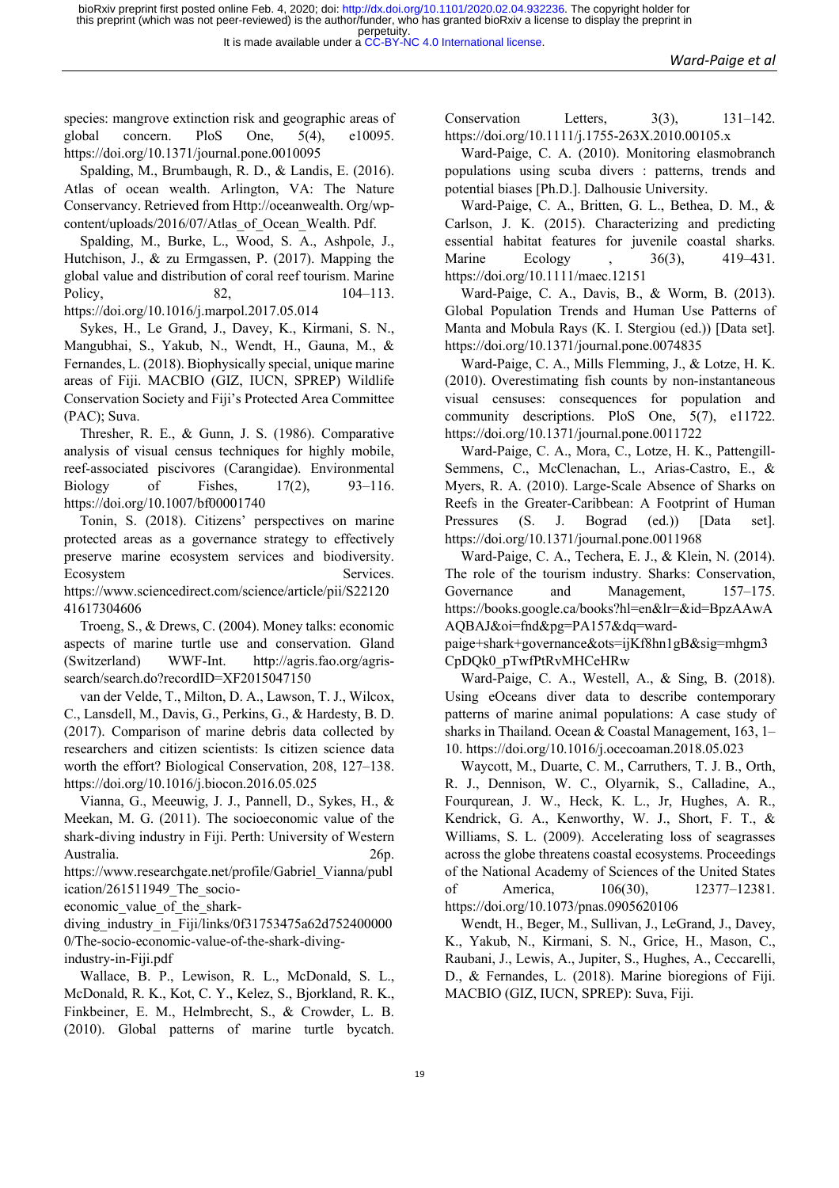species: mangrove extinction risk and geographic areas of global concern. PloS One, 5(4), e10095. https://doi.org/10.1371/journal.pone.0010095

Spalding, M., Brumbaugh, R. D., & Landis, E. (2016). Atlas of ocean wealth. Arlington, VA: The Nature Conservancy. Retrieved from Http://oceanwealth. Org/wp-content/uploads/2016/07/Atlas_of_Ocean_Wealth. Pdf.

Spalding, M., Burke, L., Wood, S. A., Ashpole, J., Hutchison, J., & zu Ermgassen, P. (2017). Mapping the global value and distribution of coral reef tourism. Marine Policy, 82, 104–113. https://doi.org/10.1016/j.marpol.2017.05.014

Sykes, H., Le Grand, J., Davey, K., Kirmani, S. N., Mangubhai, S., Yakub, N., Wendt, H., Gauna, M., & Fernandes, L. (2018). Biophysically special, unique marine areas of Fiji. MACBIO (GIZ, IUCN, SPREP) Wildlife Conservation Society and Fiji's Protected Area Committee (PAC); Suva.

Thresher, R. E., & Gunn, J. S. (1986). Comparative analysis of visual census techniques for highly mobile, reef-associated piscivores (Carangidae). Environmental Biology of Fishes, 17(2), 93–116. https://doi.org/10.1007/bf00001740

Tonin, S. (2018). Citizens' perspectives on marine protected areas as a governance strategy to effectively preserve marine ecosystem services and biodiversity. Ecosystem Services. https://www.sciencedirect.com/science/article/pii/S2212041617304606

Troeng, S., & Drews, C. (2004). Money talks: economic aspects of marine turtle use and conservation. Gland (Switzerland) WWF-Int. http://agris.fao.org/agris-search/search.do?recordID=XF2015047150

van der Velde, T., Milton, D. A., Lawson, T. J., Wilcox, C., Lansdell, M., Davis, G., Perkins, G., & Hardesty, B. D. (2017). Comparison of marine debris data collected by researchers and citizen scientists: Is citizen science data worth the effort? Biological Conservation, 208, 127–138. https://doi.org/10.1016/j.biocon.2016.05.025

Vianna, G., Meeuwig, J. J., Pannell, D., Sykes, H., & Meekan, M. G. (2011). The socioeconomic value of the shark-diving industry in Fiji. Perth: University of Western Australia. 26p. https://www.researchgate.net/profile/Gabriel_Vianna/publication/261511949_The_socio-economic_value_of_the_shark-diving_industry_in_Fiji/links/0f31753475a62d7524000000/The-socio-economic-value-of-the-shark-diving-industry-in-Fiji.pdf

Wallace, B. P., Lewison, R. L., McDonald, S. L., McDonald, R. K., Kot, C. Y., Kelez, S., Bjorkland, R. K., Finkbeiner, E. M., Helmbrecht, S., & Crowder, L. B. (2010). Global patterns of marine turtle bycatch. Conservation Letters, 3(3), 131–142. https://doi.org/10.1111/j.1755-263X.2010.00105.x

Ward-Paige, C. A. (2010). Monitoring elasmobranch populations using scuba divers : patterns, trends and potential biases [Ph.D.]. Dalhousie University.

Ward-Paige, C. A., Britten, G. L., Bethea, D. M., & Carlson, J. K. (2015). Characterizing and predicting essential habitat features for juvenile coastal sharks. Marine Ecology , 36(3), 419–431. https://doi.org/10.1111/maec.12151

Ward-Paige, C. A., Davis, B., & Worm, B. (2013). Global Population Trends and Human Use Patterns of Manta and Mobula Rays (K. I. Stergiou (ed.)) [Data set]. https://doi.org/10.1371/journal.pone.0074835

Ward-Paige, C. A., Mills Flemming, J., & Lotze, H. K. (2010). Overestimating fish counts by non-instantaneous visual censuses: consequences for population and community descriptions. PloS One, 5(7), e11722. https://doi.org/10.1371/journal.pone.0011722

Ward-Paige, C. A., Mora, C., Lotze, H. K., Pattengill-Semmens, C., McClenachan, L., Arias-Castro, E., & Myers, R. A. (2010). Large-Scale Absence of Sharks on Reefs in the Greater-Caribbean: A Footprint of Human Pressures (S. J. Bograd (ed.)) [Data set]. https://doi.org/10.1371/journal.pone.0011968

Ward-Paige, C. A., Techera, E. J., & Klein, N. (2014). The role of the tourism industry. Sharks: Conservation, Governance and Management, 157–175. https://books.google.ca/books?hl=en&lr=&id=BpzAAwAAQBAJ&oi=fnd&pg=PA157&dq=ward-paige+shark+governance&ots=ijKf8hn1gB&sig=mhgm3CpDQk0_pTwfPtRvMHCeHRw

Ward-Paige, C. A., Westell, A., & Sing, B. (2018). Using eOceans diver data to describe contemporary patterns of marine animal populations: A case study of sharks in Thailand. Ocean & Coastal Management, 163, 1–10. https://doi.org/10.1016/j.ocecoaman.2018.05.023

Waycott, M., Duarte, C. M., Carruthers, T. J. B., Orth, R. J., Dennison, W. C., Olyarnik, S., Calladine, A., Fourqurean, J. W., Heck, K. L., Jr, Hughes, A. R., Kendrick, G. A., Kenworthy, W. J., Short, F. T., & Williams, S. L. (2009). Accelerating loss of seagrasses across the globe threatens coastal ecosystems. Proceedings of the National Academy of Sciences of the United States of America, 106(30), 12377–12381. https://doi.org/10.1073/pnas.0905620106

Wendt, H., Beger, M., Sullivan, J., LeGrand, J., Davey, K., Yakub, N., Kirmani, S. N., Grice, H., Mason, C., Raubani, J., Lewis, A., Jupiter, S., Hughes, A., Ceccarelli, D., & Fernandes, L. (2018). Marine bioregions of Fiji. MACBIO (GIZ, IUCN, SPREP): Suva, Fiji.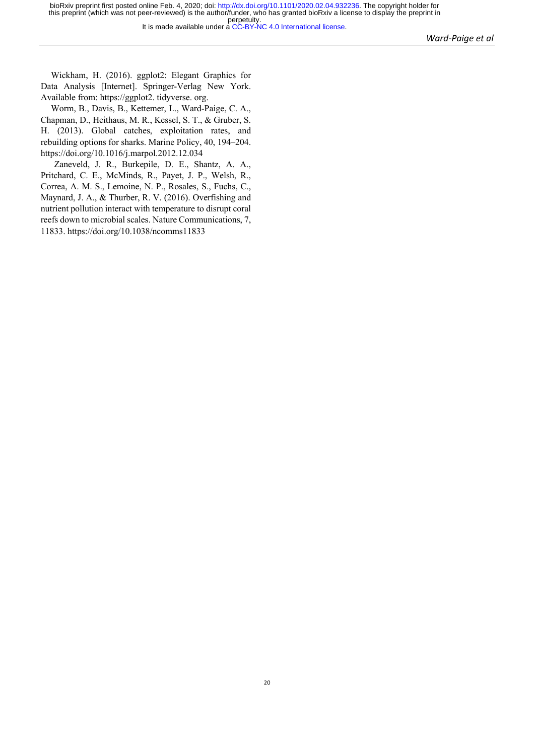Wickham, H. (2016). ggplot2: Elegant Graphics for Data Analysis [Internet]. Springer-Verlag New York. Available from: https://ggplot2. tidyverse. org.

Worm, B., Davis, B., Kettemer, L., Ward-Paige, C. A., Chapman, D., Heithaus, M. R., Kessel, S. T., & Gruber, S. H. (2013). Global catches, exploitation rates, and rebuilding options for sharks. Marine Policy, 40, 194–204. https://doi.org/10.1016/j.marpol.2012.12.034

Zaneveld, J. R., Burkepile, D. E., Shantz, A. A., Pritchard, C. E., McMinds, R., Payet, J. P., Welsh, R., Correa, A. M. S., Lemoine, N. P., Rosales, S., Fuchs, C., Maynard, J. A., & Thurber, R. V. (2016). Overfishing and nutrient pollution interact with temperature to disrupt coral reefs down to microbial scales. Nature Communications, 7, 11833. https://doi.org/10.1038/ncomms11833